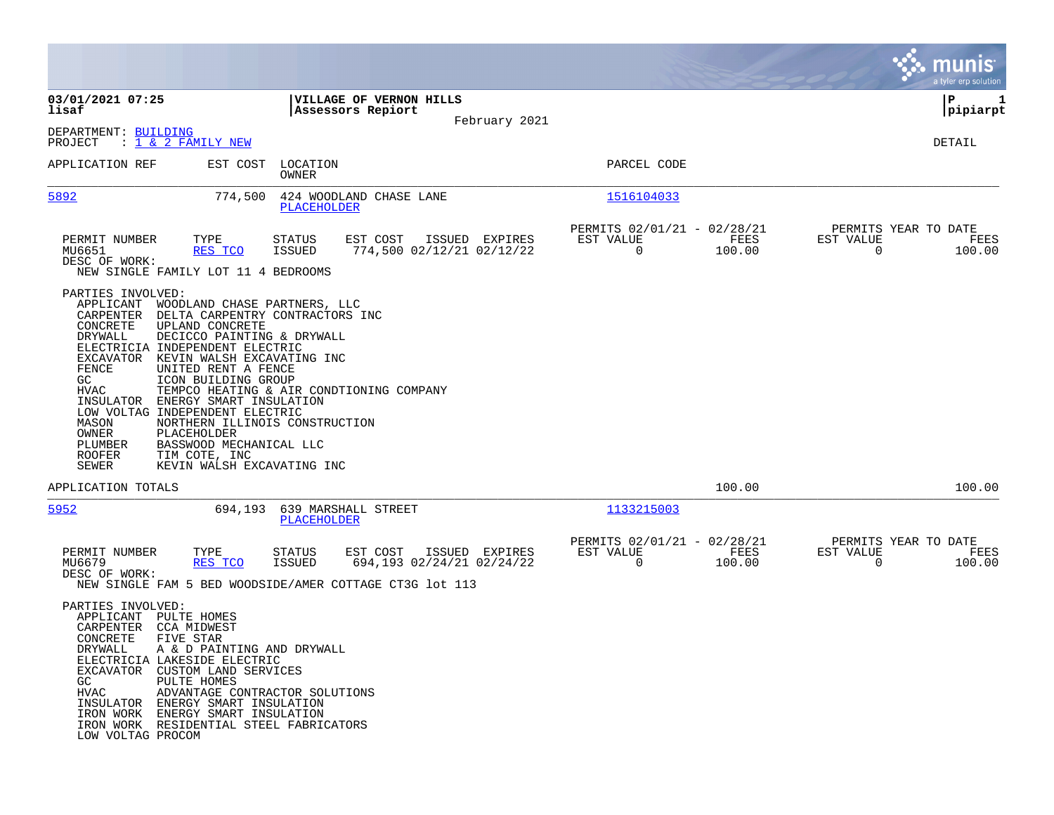**03/01/2021 07:25**
**lisaf**

**VILLAGE OF VERNON HILLS**
**Assessors Repiort**
February 2021

**P 1**
**pipiarpt**

DEPARTMENT: BUILDING
PROJECT : 1 & 2 FAMILY NEW

DETAIL

| APPLICATION REF | EST COST | LOCATION / OWNER | PARCEL CODE |
|---|---|---|---|
| 5892 | 774,500 | 424 WOODLAND CHASE LANE / PLACEHOLDER | 1516104033 |

| PERMIT NUMBER | TYPE | STATUS | EST COST | ISSUED | EXPIRES | PERMITS 02/01/21 - 02/28/21 EST VALUE | FEES | PERMITS YEAR TO DATE EST VALUE | FEES |
|---|---|---|---|---|---|---|---|---|---|
| MU6651 | RES TCO | ISSUED | 774,500 | 02/12/21 | 02/12/22 | 0 | 100.00 | 0 | 100.00 |

DESC OF WORK:
NEW SINGLE FAMILY LOT 11 4 BEDROOMS

PARTIES INVOLVED:

| Role | Party |
|---|---|
| APPLICANT | WOODLAND CHASE PARTNERS, LLC |
| CARPENTER | DELTA CARPENTRY CONTRACTORS INC |
| CONCRETE | UPLAND CONCRETE |
| DRYWALL | DECICCO PAINTING & DRYWALL |
| ELECTRICIA | INDEPENDENT ELECTRIC |
| EXCAVATOR | KEVIN WALSH EXCAVATING INC |
| FENCE | UNITED RENT A FENCE |
| GC | ICON BUILDING GROUP |
| HVAC | TEMPCO HEATING & AIR CONDTIONING COMPANY |
| INSULATOR | ENERGY SMART INSULATION |
| LOW VOLTAG | INDEPENDENT ELECTRIC |
| MASON | NORTHERN ILLINOIS CONSTRUCTION |
| OWNER | PLACEHOLDER |
| PLUMBER | BASSWOOD MECHANICAL LLC |
| ROOFER | TIM COTE, INC |
| SEWER | KEVIN WALSH EXCAVATING INC |

APPLICATION TOTALS — 100.00 — 100.00

| APPLICATION REF | EST COST | LOCATION / OWNER | PARCEL CODE |
|---|---|---|---|
| 5952 | 694,193 | 639 MARSHALL STREET / PLACEHOLDER | 1133215003 |

| PERMIT NUMBER | TYPE | STATUS | EST COST | ISSUED | EXPIRES | PERMITS 02/01/21 - 02/28/21 EST VALUE | FEES | PERMITS YEAR TO DATE EST VALUE | FEES |
|---|---|---|---|---|---|---|---|---|---|
| MU6679 | RES TCO | ISSUED | 694,193 | 02/24/21 | 02/24/22 | 0 | 100.00 | 0 | 100.00 |

DESC OF WORK:
NEW SINGLE FAM 5 BED WOODSIDE/AMER COTTAGE CT3G lot 113

PARTIES INVOLVED:

| Role | Party |
|---|---|
| APPLICANT | PULTE HOMES |
| CARPENTER | CCA MIDWEST |
| CONCRETE | FIVE STAR |
| DRYWALL | A & D PAINTING AND DRYWALL |
| ELECTRICIA | LAKESIDE ELECTRIC |
| EXCAVATOR | CUSTOM LAND SERVICES |
| GC | PULTE HOMES |
| HVAC | ADVANTAGE CONTRACTOR SOLUTIONS |
| INSULATOR | ENERGY SMART INSULATION |
| IRON WORK | ENERGY SMART INSULATION |
| IRON WORK | RESIDENTIAL STEEL FABRICATORS |
| LOW VOLTAG | PROCOM |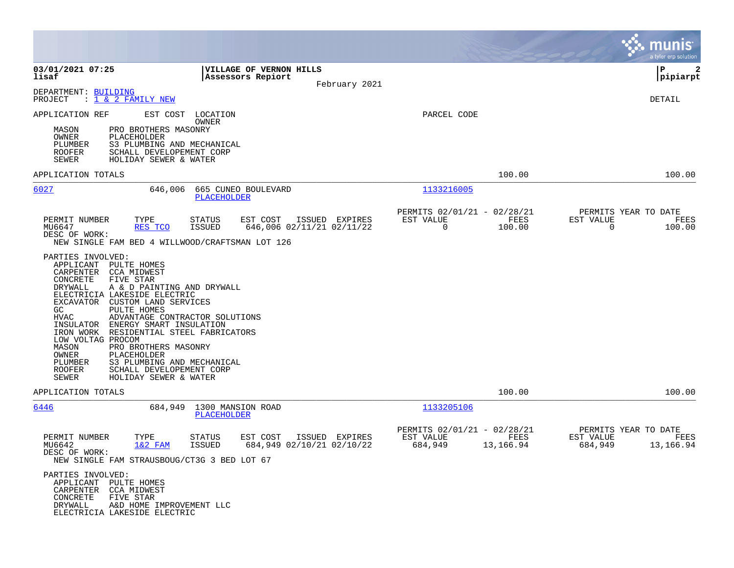**03/01/2021 07:25** | **VILLAGE OF VERNON HILLS** | **P 2**
**lisaf** | **Assessors Repiort** | **pipiarpt**

February 2021

DEPARTMENT: BUILDING
PROJECT : 1 & 2 FAMILY NEW

DETAIL

APPLICATION REF | EST COST | LOCATION / OWNER | PARCEL CODE

- MASON — PRO BROTHERS MASONRY
- OWNER — PLACEHOLDER
- PLUMBER — S3 PLUMBING AND MECHANICAL
- ROOFER — SCHALL DEVELOPEMENT CORP
- SEWER — HOLIDAY SEWER & WATER

APPLICATION TOTALS — 100.00 — 100.00

---

**6027** — 646,006 — 665 CUNEO BOULEVARD — PLACEHOLDER — 1133216005

| PERMIT NUMBER | TYPE | STATUS | EST COST | ISSUED | EXPIRES | PERMITS 02/01/21 - 02/28/21 EST VALUE | FEES | PERMITS YEAR TO DATE EST VALUE | FEES |
|---|---|---|---|---|---|---|---|---|---|
| MU6647 | RES TCO | ISSUED | 646,006 | 02/11/21 | 02/11/22 | 0 | 100.00 | 0 | 100.00 |

DESC OF WORK:
NEW SINGLE FAM BED 4 WILLWOOD/CRAFTSMAN LOT 126

PARTIES INVOLVED:
- APPLICANT — PULTE HOMES
- CARPENTER — CCA MIDWEST
- CONCRETE — FIVE STAR
- DRYWALL — A & D PAINTING AND DRYWALL
- ELECTRICIA — LAKESIDE ELECTRIC
- EXCAVATOR — CUSTOM LAND SERVICES
- GC — PULTE HOMES
- HVAC — ADVANTAGE CONTRACTOR SOLUTIONS
- INSULATOR — ENERGY SMART INSULATION
- IRON WORK — RESIDENTIAL STEEL FABRICATORS
- LOW VOLTAG — PROCOM
- MASON — PRO BROTHERS MASONRY
- OWNER — PLACEHOLDER
- PLUMBER — S3 PLUMBING AND MECHANICAL
- ROOFER — SCHALL DEVELOPEMENT CORP
- SEWER — HOLIDAY SEWER & WATER

APPLICATION TOTALS — 100.00 — 100.00

---

**6446** — 684,949 — 1300 MANSION ROAD — PLACEHOLDER — 1133205106

| PERMIT NUMBER | TYPE | STATUS | EST COST | ISSUED | EXPIRES | PERMITS 02/01/21 - 02/28/21 EST VALUE | FEES | PERMITS YEAR TO DATE EST VALUE | FEES |
|---|---|---|---|---|---|---|---|---|---|
| MU6642 | 1&2 FAM | ISSUED | 684,949 | 02/10/21 | 02/10/22 | 684,949 | 13,166.94 | 684,949 | 13,166.94 |

DESC OF WORK:
NEW SINGLE FAM STRAUSBOUG/CT3G 3 BED LOT 67

PARTIES INVOLVED:
- APPLICANT — PULTE HOMES
- CARPENTER — CCA MIDWEST
- CONCRETE — FIVE STAR
- DRYWALL — A&D HOME IMPROVEMENT LLC
- ELECTRICIA — LAKESIDE ELECTRIC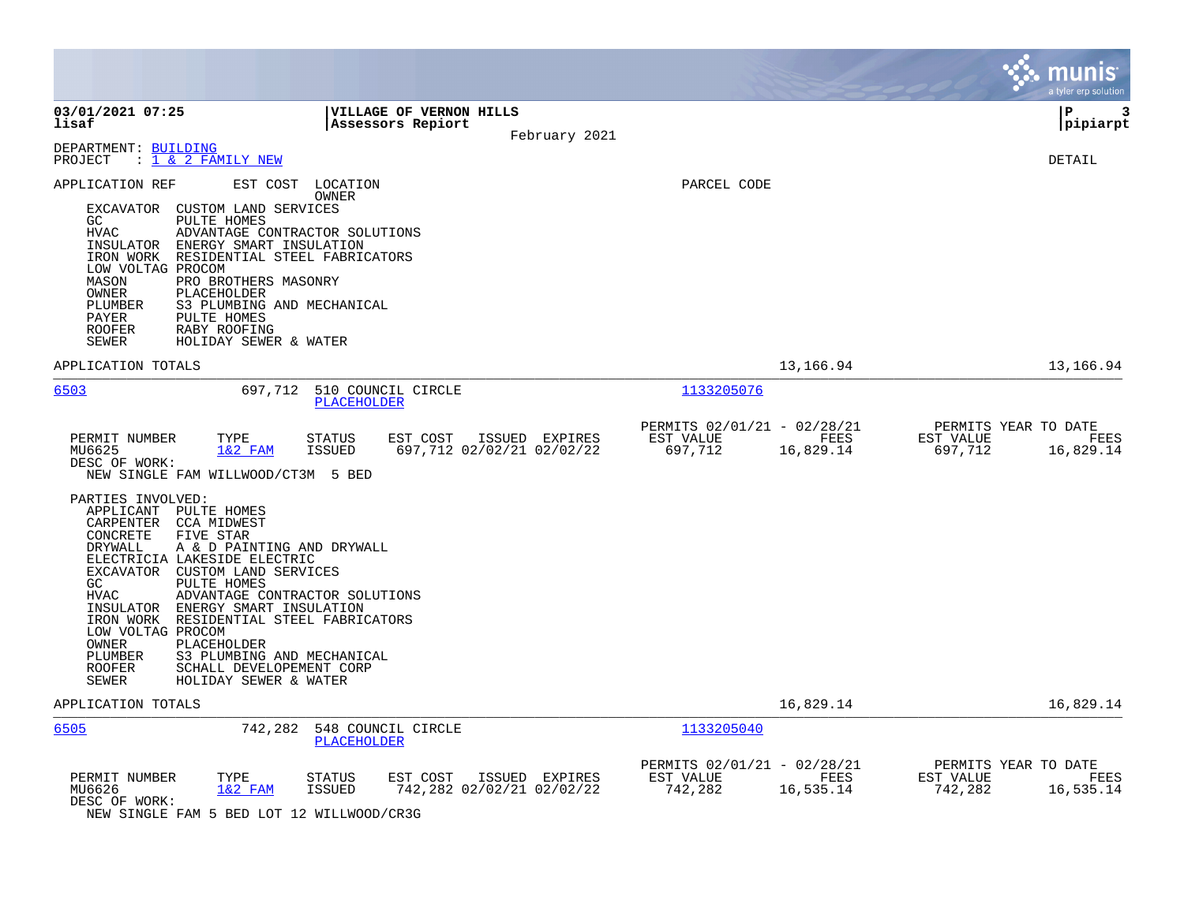DEPARTMENT: BUILDING
PROJECT : 1 & 2 FAMILY NEW

DETAIL

APPLICATION REF &nbsp;&nbsp; EST COST &nbsp;&nbsp; LOCATION / OWNER &nbsp;&nbsp; PARCEL CODE

- EXCAVATOR CUSTOM LAND SERVICES
- GC PULTE HOMES
- HVAC ADVANTAGE CONTRACTOR SOLUTIONS
- INSULATOR ENERGY SMART INSULATION
- IRON WORK RESIDENTIAL STEEL FABRICATORS
- LOW VOLTAG PROCOM
- MASON PRO BROTHERS MASONRY
- OWNER PLACEHOLDER
- PLUMBER S3 PLUMBING AND MECHANICAL
- PAYER PULTE HOMES
- ROOFER RABY ROOFING
- SEWER HOLIDAY SEWER & WATER

APPLICATION TOTALS &nbsp;&nbsp; 13,166.94 &nbsp;&nbsp; 13,166.94

---

6503 &nbsp;&nbsp; 697,712 &nbsp;&nbsp; 510 COUNCIL CIRCLE &nbsp;&nbsp; 1133205076
PLACEHOLDER

| PERMIT NUMBER | TYPE | STATUS | EST COST | ISSUED | EXPIRES | PERMITS 02/01/21 - 02/28/21 EST VALUE | FEES | PERMITS YEAR TO DATE EST VALUE | FEES |
|---|---|---|---|---|---|---|---|---|---|
| MU6625 | 1&2 FAM | ISSUED | 697,712 | 02/02/21 | 02/02/22 | 697,712 | 16,829.14 | 697,712 | 16,829.14 |

DESC OF WORK:
NEW SINGLE FAM WILLWOOD/CT3M 5 BED

PARTIES INVOLVED:

- APPLICANT PULTE HOMES
- CARPENTER CCA MIDWEST
- CONCRETE FIVE STAR
- DRYWALL A & D PAINTING AND DRYWALL
- ELECTRICIA LAKESIDE ELECTRIC
- EXCAVATOR CUSTOM LAND SERVICES
- GC PULTE HOMES
- HVAC ADVANTAGE CONTRACTOR SOLUTIONS
- INSULATOR ENERGY SMART INSULATION
- IRON WORK RESIDENTIAL STEEL FABRICATORS
- LOW VOLTAG PROCOM
- OWNER PLACEHOLDER
- PLUMBER S3 PLUMBING AND MECHANICAL
- ROOFER SCHALL DEVELOPEMENT CORP
- SEWER HOLIDAY SEWER & WATER

APPLICATION TOTALS &nbsp;&nbsp; 16,829.14 &nbsp;&nbsp; 16,829.14

---

6505 &nbsp;&nbsp; 742,282 &nbsp;&nbsp; 548 COUNCIL CIRCLE &nbsp;&nbsp; 1133205040
PLACEHOLDER

| PERMIT NUMBER | TYPE | STATUS | EST COST | ISSUED | EXPIRES | PERMITS 02/01/21 - 02/28/21 EST VALUE | FEES | PERMITS YEAR TO DATE EST VALUE | FEES |
|---|---|---|---|---|---|---|---|---|---|
| MU6626 | 1&2 FAM | ISSUED | 742,282 | 02/02/21 | 02/02/22 | 742,282 | 16,535.14 | 742,282 | 16,535.14 |

DESC OF WORK:
NEW SINGLE FAM 5 BED LOT 12 WILLWOOD/CR3G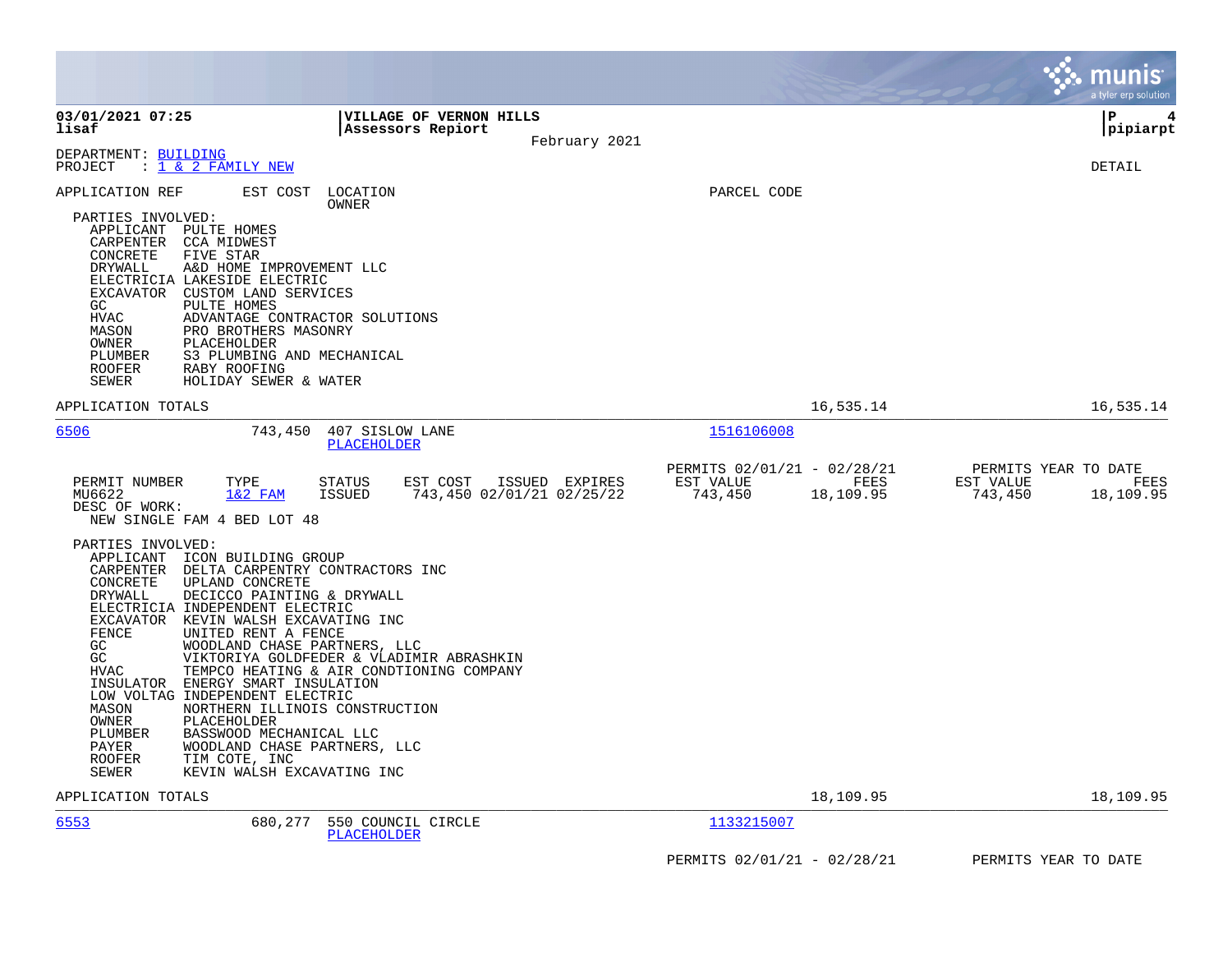**03/01/2021 07:25**
**lisaf**

**VILLAGE OF VERNON HILLS**
**Assessors Repiort**
February 2021

**P 4**
**pipiarpt**

DEPARTMENT: BUILDING
PROJECT : 1 & 2 FAMILY NEW

DETAIL

APPLICATION REF | EST COST | LOCATION / OWNER | PARCEL CODE

PARTIES INVOLVED:

| Role | Name |
|---|---|
| APPLICANT | PULTE HOMES |
| CARPENTER | CCA MIDWEST |
| CONCRETE | FIVE STAR |
| DRYWALL | A&D HOME IMPROVEMENT LLC |
| ELECTRICIA | LAKESIDE ELECTRIC |
| EXCAVATOR | CUSTOM LAND SERVICES |
| GC | PULTE HOMES |
| HVAC | ADVANTAGE CONTRACTOR SOLUTIONS |
| MASON | PRO BROTHERS MASONRY |
| OWNER | PLACEHOLDER |
| PLUMBER | S3 PLUMBING AND MECHANICAL |
| ROOFER | RABY ROOFING |
| SEWER | HOLIDAY SEWER & WATER |

APPLICATION TOTALS 16,535.14 16,535.14

---

**6506** 743,450 407 SISLOW LANE — PLACEHOLDER — Parcel 1516106008

| PERMIT NUMBER | TYPE | STATUS | EST COST | ISSUED | EXPIRES | PERMITS 02/01/21 - 02/28/21 EST VALUE | FEES | PERMITS YEAR TO DATE EST VALUE | FEES |
|---|---|---|---|---|---|---|---|---|---|
| MU6622 | 1&2 FAM | ISSUED | 743,450 | 02/01/21 | 02/25/22 | 743,450 | 18,109.95 | 743,450 | 18,109.95 |

DESC OF WORK:
NEW SINGLE FAM 4 BED LOT 48

PARTIES INVOLVED:

| Role | Name |
|---|---|
| APPLICANT | ICON BUILDING GROUP |
| CARPENTER | DELTA CARPENTRY CONTRACTORS INC |
| CONCRETE | UPLAND CONCRETE |
| DRYWALL | DECICCO PAINTING & DRYWALL |
| ELECTRICIA | INDEPENDENT ELECTRIC |
| EXCAVATOR | KEVIN WALSH EXCAVATING INC |
| FENCE | UNITED RENT A FENCE |
| GC | WOODLAND CHASE PARTNERS, LLC |
| GC | VIKTORIYA GOLDFEDER & VLADIMIR ABRASHKIN |
| HVAC | TEMPCO HEATING & AIR CONDTIONING COMPANY |
| INSULATOR | ENERGY SMART INSULATION |
| LOW VOLTAG | INDEPENDENT ELECTRIC |
| MASON | NORTHERN ILLINOIS CONSTRUCTION |
| OWNER | PLACEHOLDER |
| PLUMBER | BASSWOOD MECHANICAL LLC |
| PAYER | WOODLAND CHASE PARTNERS, LLC |
| ROOFER | TIM COTE, INC |
| SEWER | KEVIN WALSH EXCAVATING INC |

APPLICATION TOTALS 18,109.95 18,109.95

---

**6553** 680,277 550 COUNCIL CIRCLE — PLACEHOLDER — Parcel 1133215007

PERMITS 02/01/21 - 02/28/21 PERMITS YEAR TO DATE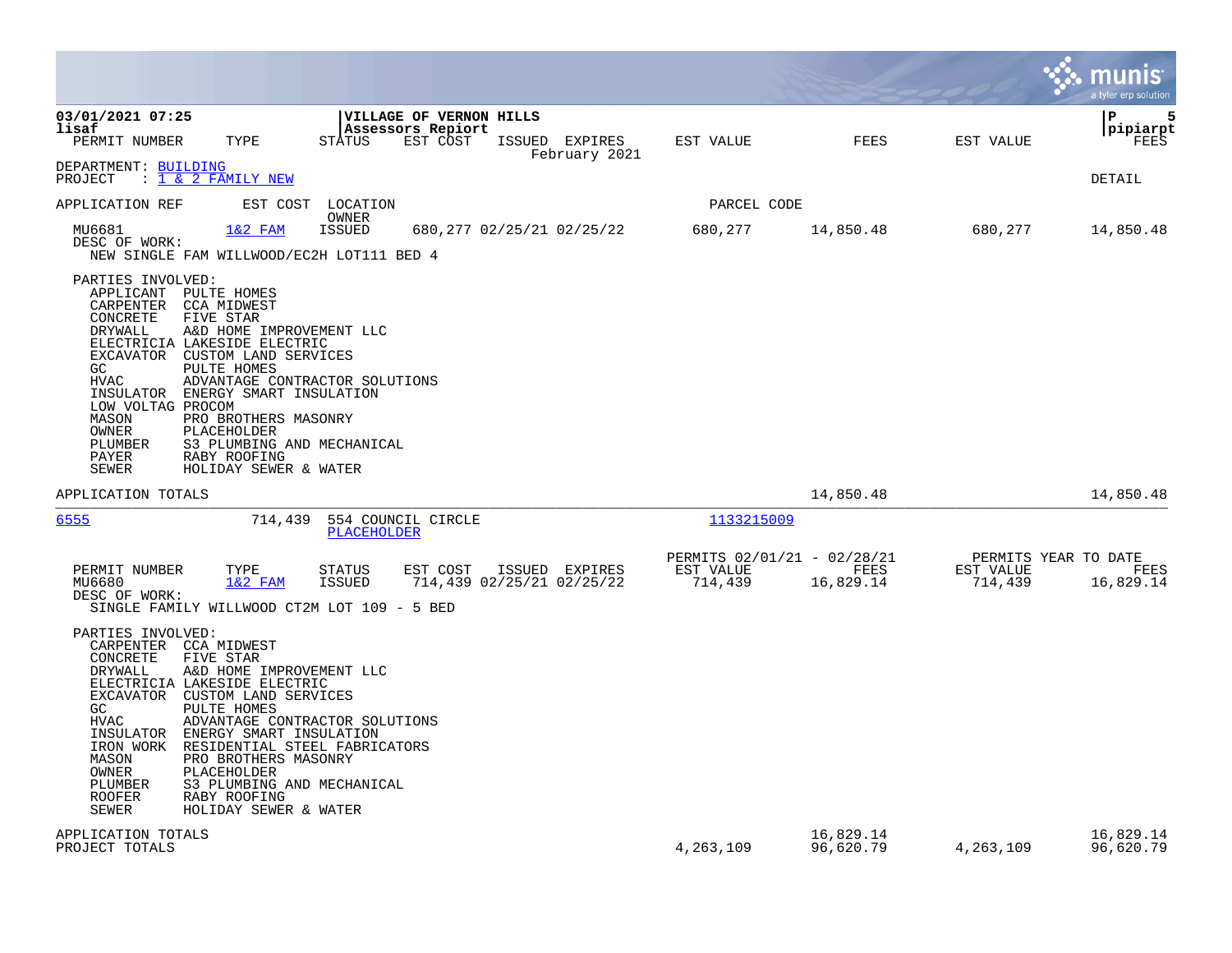03/01/2021 07:25
lisaf

**VILLAGE OF VERNON HILLS**
**Assessors Repiort**
February 2021

| PERMIT NUMBER | TYPE | STATUS | EST COST | ISSUED | EXPIRES | EST VALUE | FEES | EST VALUE | FEES |
|---|---|---|---|---|---|---|---|---|---|

DEPARTMENT: BUILDING
PROJECT : 1 & 2 FAMILY NEW

DETAIL

| APPLICATION REF | EST COST | LOCATION / OWNER | | | | PARCEL CODE | | | |
|---|---|---|---|---|---|---|---|---|---|
| MU6681 | 1&2 FAM | ISSUED | 680,277 | 02/25/21 | 02/25/22 | 680,277 | 14,850.48 | 680,277 | 14,850.48 |

DESC OF WORK:
NEW SINGLE FAM WILLWOOD/EC2H LOT111 BED 4

PARTIES INVOLVED:

| Role | Party |
|---|---|
| APPLICANT | PULTE HOMES |
| CARPENTER | CCA MIDWEST |
| CONCRETE | FIVE STAR |
| DRYWALL | A&D HOME IMPROVEMENT LLC |
| ELECTRICIA | LAKESIDE ELECTRIC |
| EXCAVATOR | CUSTOM LAND SERVICES |
| GC | PULTE HOMES |
| HVAC | ADVANTAGE CONTRACTOR SOLUTIONS |
| INSULATOR | ENERGY SMART INSULATION |
| LOW VOLTAG | PROCOM |
| MASON | PRO BROTHERS MASONRY |
| OWNER | PLACEHOLDER |
| PLUMBER | S3 PLUMBING AND MECHANICAL |
| PAYER | RABY ROOFING |
| SEWER | HOLIDAY SEWER & WATER |

APPLICATION TOTALS — FEES: 14,850.48 — YEAR TO DATE FEES: 14,850.48

| APPLICATION REF | EST COST | LOCATION | OWNER | PARCEL CODE |
|---|---|---|---|---|
| 6555 | 714,439 | 554 COUNCIL CIRCLE | PLACEHOLDER | 1133215009 |

| PERMIT NUMBER | TYPE | STATUS | EST COST | ISSUED | EXPIRES | PERMITS 02/01/21 - 02/28/21 EST VALUE | FEES | PERMITS YEAR TO DATE EST VALUE | FEES |
|---|---|---|---|---|---|---|---|---|---|
| MU6680 | 1&2 FAM | ISSUED | 714,439 | 02/25/21 | 02/25/22 | 714,439 | 16,829.14 | 714,439 | 16,829.14 |

DESC OF WORK:
SINGLE FAMILY WILLWOOD CT2M LOT 109 - 5 BED

PARTIES INVOLVED:

| Role | Party |
|---|---|
| CARPENTER | CCA MIDWEST |
| CONCRETE | FIVE STAR |
| DRYWALL | A&D HOME IMPROVEMENT LLC |
| ELECTRICIA | LAKESIDE ELECTRIC |
| EXCAVATOR | CUSTOM LAND SERVICES |
| GC | PULTE HOMES |
| HVAC | ADVANTAGE CONTRACTOR SOLUTIONS |
| INSULATOR | ENERGY SMART INSULATION |
| IRON WORK | RESIDENTIAL STEEL FABRICATORS |
| MASON | PRO BROTHERS MASONRY |
| OWNER | PLACEHOLDER |
| PLUMBER | S3 PLUMBING AND MECHANICAL |
| ROOFER | RABY ROOFING |
| SEWER | HOLIDAY SEWER & WATER |

| | EST VALUE | FEES | EST VALUE | FEES |
|---|---|---|---|---|
| APPLICATION TOTALS | | 16,829.14 | | 16,829.14 |
| PROJECT TOTALS | 4,263,109 | 96,620.79 | 4,263,109 | 96,620.79 |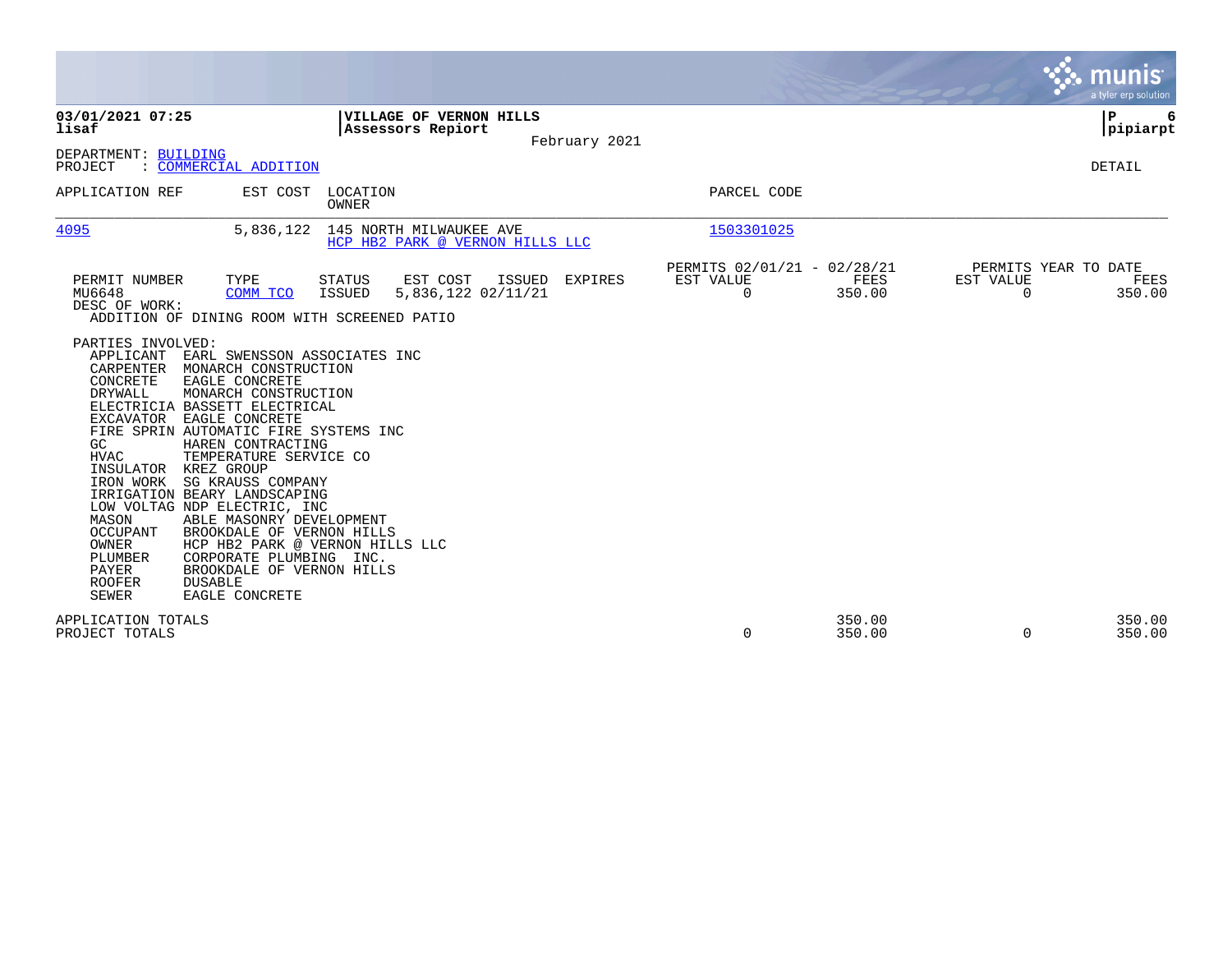03/01/2021 07:25
lisaf

**VILLAGE OF VERNON HILLS**
**Assessors Repiort**

February 2021

pipiarpt

DEPARTMENT: BUILDING
PROJECT : COMMERCIAL ADDITION

DETAIL

| APPLICATION REF | EST COST | LOCATION / OWNER | PARCEL CODE |
|---|---|---|---|
| 4095 | 5,836,122 | 145 NORTH MILWAUKEE AVE / HCP HB2 PARK @ VERNON HILLS LLC | 1503301025 |

| PERMIT NUMBER | TYPE | STATUS | EST COST | ISSUED | EXPIRES | PERMITS 02/01/21 - 02/28/21 EST VALUE | FEES | PERMITS YEAR TO DATE EST VALUE | FEES |
|---|---|---|---|---|---|---|---|---|---|
| MU6648 | COMM TCO | ISSUED | 5,836,122 | 02/11/21 | | 0 | 350.00 | 0 | 350.00 |

DESC OF WORK:
ADDITION OF DINING ROOM WITH SCREENED PATIO

PARTIES INVOLVED:

| | |
|---|---|
| APPLICANT | EARL SWENSSON ASSOCIATES INC |
| CARPENTER | MONARCH CONSTRUCTION |
| CONCRETE | EAGLE CONCRETE |
| DRYWALL | MONARCH CONSTRUCTION |
| ELECTRICIA | BASSETT ELECTRICAL |
| EXCAVATOR | EAGLE CONCRETE |
| FIRE SPRIN | AUTOMATIC FIRE SYSTEMS INC |
| GC | HAREN CONTRACTING |
| HVAC | TEMPERATURE SERVICE CO |
| INSULATOR | KREZ GROUP |
| IRON WORK | SG KRAUSS COMPANY |
| IRRIGATION | BEARY LANDSCAPING |
| LOW VOLTAG | NDP ELECTRIC, INC |
| MASON | ABLE MASONRY DEVELOPMENT |
| OCCUPANT | BROOKDALE OF VERNON HILLS |
| OWNER | HCP HB2 PARK @ VERNON HILLS LLC |
| PLUMBER | CORPORATE PLUMBING INC. |
| PAYER | BROOKDALE OF VERNON HILLS |
| ROOFER | DUSABLE |
| SEWER | EAGLE CONCRETE |

| | EST VALUE | FEES | YTD EST VALUE | YTD FEES |
|---|---|---|---|---|
| APPLICATION TOTALS | | 350.00 | | 350.00 |
| PROJECT TOTALS | 0 | 350.00 | 0 | 350.00 |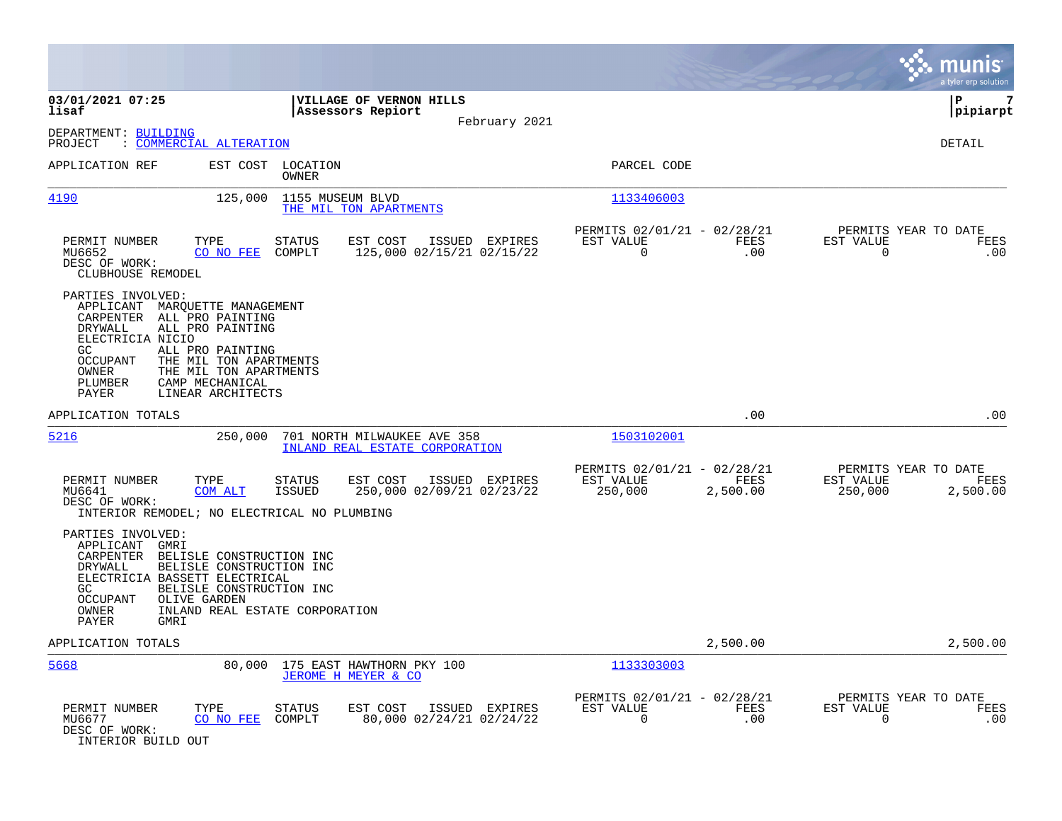**03/01/2021 07:25**
**lisaf**

**VILLAGE OF VERNON HILLS**
**Assessors Repiort**
February 2021

**P 7**
**pipiarpt**

DEPARTMENT: BUILDING
PROJECT : COMMERCIAL ALTERATION

DETAIL

| APPLICATION REF | EST COST | LOCATION / OWNER | PARCEL CODE |
|---|---|---|---|
| 4190 | 125,000 | 1155 MUSEUM BLVD / THE MIL TON APARTMENTS | 1133406003 |

| PERMIT NUMBER | TYPE | STATUS | EST COST | ISSUED | EXPIRES | PERMITS 02/01/21 - 02/28/21 EST VALUE | FEES | PERMITS YEAR TO DATE EST VALUE | FEES |
|---|---|---|---|---|---|---|---|---|---|
| MU6652 | CO NO FEE | COMPLT | 125,000 | 02/15/21 | 02/15/22 | 0 | .00 | 0 | .00 |

DESC OF WORK:
CLUBHOUSE REMODEL

PARTIES INVOLVED:
- APPLICANT MARQUETTE MANAGEMENT
- CARPENTER ALL PRO PAINTING
- DRYWALL ALL PRO PAINTING
- ELECTRICIA NICIO
- GC ALL PRO PAINTING
- OCCUPANT THE MIL TON APARTMENTS
- OWNER THE MIL TON APARTMENTS
- PLUMBER CAMP MECHANICAL
- PAYER LINEAR ARCHITECTS

APPLICATION TOTALS .00 .00

| APPLICATION REF | EST COST | LOCATION / OWNER | PARCEL CODE |
|---|---|---|---|
| 5216 | 250,000 | 701 NORTH MILWAUKEE AVE 358 / INLAND REAL ESTATE CORPORATION | 1503102001 |

| PERMIT NUMBER | TYPE | STATUS | EST COST | ISSUED | EXPIRES | PERMITS 02/01/21 - 02/28/21 EST VALUE | FEES | PERMITS YEAR TO DATE EST VALUE | FEES |
|---|---|---|---|---|---|---|---|---|---|
| MU6641 | COM ALT | ISSUED | 250,000 | 02/09/21 | 02/23/22 | 250,000 | 2,500.00 | 250,000 | 2,500.00 |

DESC OF WORK:
INTERIOR REMODEL; NO ELECTRICAL NO PLUMBING

PARTIES INVOLVED:
- APPLICANT GMRI
- CARPENTER BELISLE CONSTRUCTION INC
- DRYWALL BELISLE CONSTRUCTION INC
- ELECTRICIA BASSETT ELECTRICAL
- GC BELISLE CONSTRUCTION INC
- OCCUPANT OLIVE GARDEN
- OWNER INLAND REAL ESTATE CORPORATION
- PAYER GMRI

APPLICATION TOTALS 2,500.00 2,500.00

| APPLICATION REF | EST COST | LOCATION / OWNER | PARCEL CODE |
|---|---|---|---|
| 5668 | 80,000 | 175 EAST HAWTHORN PKY 100 / JEROME H MEYER & CO | 1133303003 |

| PERMIT NUMBER | TYPE | STATUS | EST COST | ISSUED | EXPIRES | PERMITS 02/01/21 - 02/28/21 EST VALUE | FEES | PERMITS YEAR TO DATE EST VALUE | FEES |
|---|---|---|---|---|---|---|---|---|---|
| MU6677 | CO NO FEE | COMPLT | 80,000 | 02/24/21 | 02/24/22 | 0 | .00 | 0 | .00 |

DESC OF WORK:
INTERIOR BUILD OUT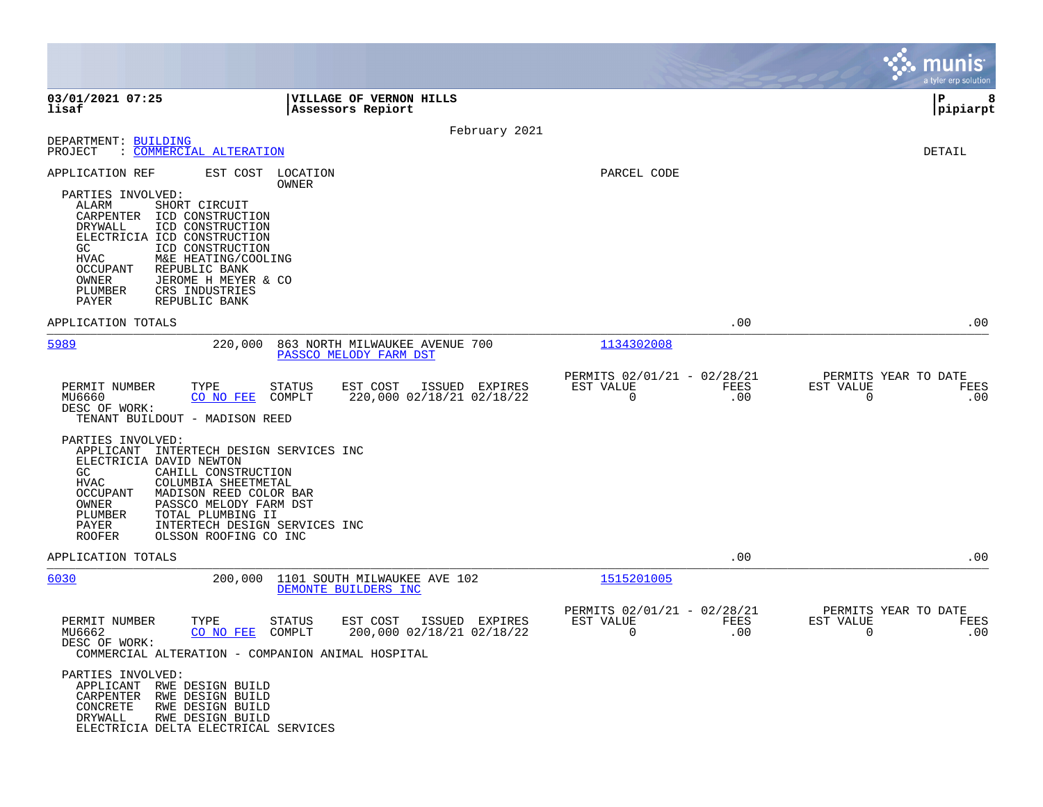**03/01/2021 07:25** | **VILLAGE OF VERNON HILLS** | **pipiarpt**
**lisaf** | **Assessors Repiort**

February 2021

DEPARTMENT: BUILDING
PROJECT : COMMERCIAL ALTERATION

DETAIL

APPLICATION REF    EST COST    LOCATION / OWNER    PARCEL CODE

PARTIES INVOLVED:

| Role | Party |
|---|---|
| ALARM | SHORT CIRCUIT |
| CARPENTER | ICD CONSTRUCTION |
| DRYWALL | ICD CONSTRUCTION |
| ELECTRICIA | ICD CONSTRUCTION |
| GC | ICD CONSTRUCTION |
| HVAC | M&E HEATING/COOLING |
| OCCUPANT | REPUBLIC BANK |
| OWNER | JEROME H MEYER & CO |
| PLUMBER | CRS INDUSTRIES |
| PAYER | REPUBLIC BANK |

APPLICATION TOTALS .00 .00

---

**5989** 220,000 863 NORTH MILWAUKEE AVENUE 700 — PASSCO MELODY FARM DST — Parcel 1134302008

| PERMIT NUMBER | TYPE | STATUS | EST COST | ISSUED | EXPIRES | PERMITS 02/01/21 - 02/28/21 EST VALUE | FEES | PERMITS YEAR TO DATE EST VALUE | FEES |
|---|---|---|---|---|---|---|---|---|---|
| MU6660 | CO NO FEE | COMPLT | 220,000 | 02/18/21 | 02/18/22 | 0 | .00 | 0 | .00 |

DESC OF WORK:
TENANT BUILDOUT - MADISON REED

PARTIES INVOLVED:

| Role | Party |
|---|---|
| APPLICANT | INTERTECH DESIGN SERVICES INC |
| ELECTRICIA | DAVID NEWTON |
| GC | CAHILL CONSTRUCTION |
| HVAC | COLUMBIA SHEETMETAL |
| OCCUPANT | MADISON REED COLOR BAR |
| OWNER | PASSCO MELODY FARM DST |
| PLUMBER | TOTAL PLUMBING II |
| PAYER | INTERTECH DESIGN SERVICES INC |
| ROOFER | OLSSON ROOFING CO INC |

APPLICATION TOTALS .00 .00

---

**6030** 200,000 1101 SOUTH MILWAUKEE AVE 102 — DEMONTE BUILDERS INC — Parcel 1515201005

| PERMIT NUMBER | TYPE | STATUS | EST COST | ISSUED | EXPIRES | PERMITS 02/01/21 - 02/28/21 EST VALUE | FEES | PERMITS YEAR TO DATE EST VALUE | FEES |
|---|---|---|---|---|---|---|---|---|---|
| MU6662 | CO NO FEE | COMPLT | 200,000 | 02/18/21 | 02/18/22 | 0 | .00 | 0 | .00 |

DESC OF WORK:
COMMERCIAL ALTERATION - COMPANION ANIMAL HOSPITAL

PARTIES INVOLVED:

| Role | Party |
|---|---|
| APPLICANT | RWE DESIGN BUILD |
| CARPENTER | RWE DESIGN BUILD |
| CONCRETE | RWE DESIGN BUILD |
| DRYWALL | RWE DESIGN BUILD |
| ELECTRICIA | DELTA ELECTRICAL SERVICES |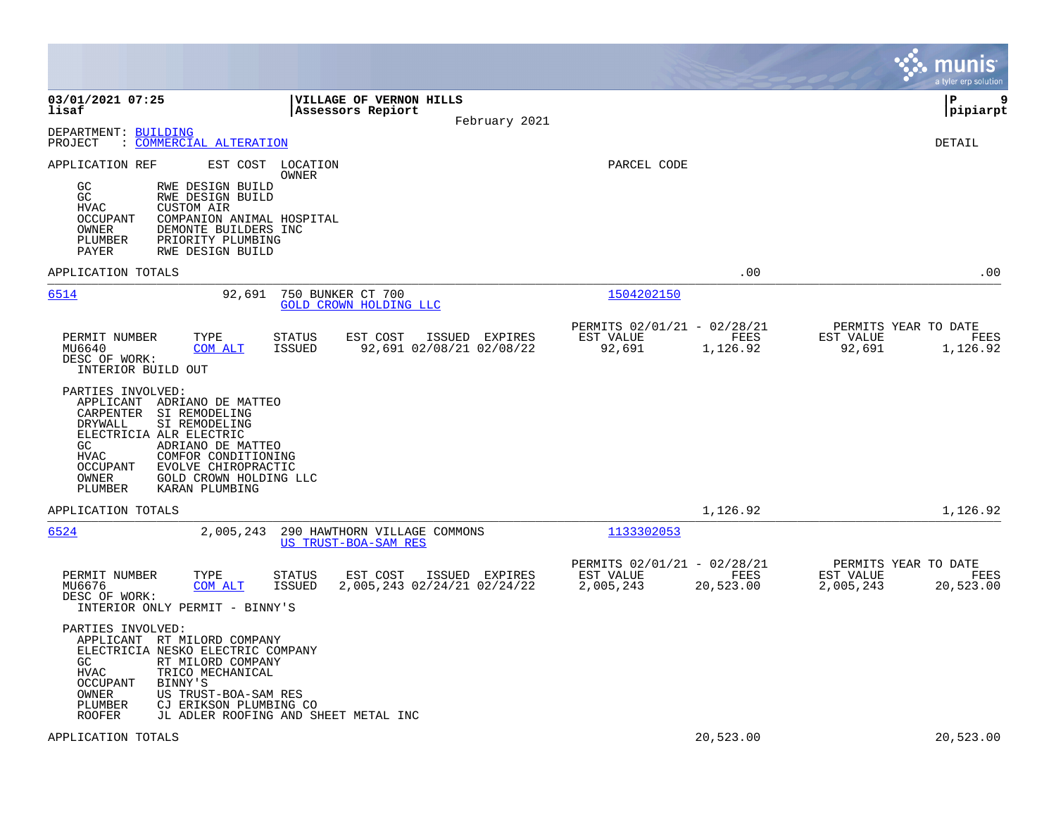**03/01/2021 07:25**
**lisaf**

**VILLAGE OF VERNON HILLS**
**Assessors Repiort**
February 2021

**pipiarpt**

DEPARTMENT: BUILDING
PROJECT : COMMERCIAL ALTERATION

DETAIL

APPLICATION REF | EST COST | LOCATION / OWNER | PARCEL CODE

| Role | Name |
|---|---|
| GC | RWE DESIGN BUILD |
| GC | RWE DESIGN BUILD |
| HVAC | CUSTOM AIR |
| OCCUPANT | COMPANION ANIMAL HOSPITAL |
| OWNER | DEMONTE BUILDERS INC |
| PLUMBER | PRIORITY PLUMBING |
| PAYER | RWE DESIGN BUILD |

APPLICATION TOTALS .00 .00

---

**6514** — 92,691 — 750 BUNKER CT 700 — GOLD CROWN HOLDING LLC — Parcel: 1504202150

| PERMIT NUMBER | TYPE | STATUS | EST COST | ISSUED | EXPIRES | PERMITS 02/01/21 - 02/28/21 EST VALUE | FEES | PERMITS YEAR TO DATE EST VALUE | FEES |
|---|---|---|---|---|---|---|---|---|---|
| MU6640 | COM ALT | ISSUED | 92,691 | 02/08/21 | 02/08/22 | 92,691 | 1,126.92 | 92,691 | 1,126.92 |

DESC OF WORK:
INTERIOR BUILD OUT

PARTIES INVOLVED:

| Role | Name |
|---|---|
| APPLICANT | ADRIANO DE MATTEO |
| CARPENTER | SI REMODELING |
| DRYWALL | SI REMODELING |
| ELECTRICIA | ALR ELECTRIC |
| GC | ADRIANO DE MATTEO |
| HVAC | COMFOR CONDITIONING |
| OCCUPANT | EVOLVE CHIROPRACTIC |
| OWNER | GOLD CROWN HOLDING LLC |
| PLUMBER | KARAN PLUMBING |

APPLICATION TOTALS 1,126.92 1,126.92

---

**6524** — 2,005,243 — 290 HAWTHORN VILLAGE COMMONS — US TRUST-BOA-SAM RES — Parcel: 1133302053

| PERMIT NUMBER | TYPE | STATUS | EST COST | ISSUED | EXPIRES | PERMITS 02/01/21 - 02/28/21 EST VALUE | FEES | PERMITS YEAR TO DATE EST VALUE | FEES |
|---|---|---|---|---|---|---|---|---|---|
| MU6676 | COM ALT | ISSUED | 2,005,243 | 02/24/21 | 02/24/22 | 2,005,243 | 20,523.00 | 2,005,243 | 20,523.00 |

DESC OF WORK:
INTERIOR ONLY PERMIT - BINNY'S

PARTIES INVOLVED:

| Role | Name |
|---|---|
| APPLICANT | RT MILORD COMPANY |
| ELECTRICIA | NESKO ELECTRIC COMPANY |
| GC | RT MILORD COMPANY |
| HVAC | TRICO MECHANICAL |
| OCCUPANT | BINNY'S |
| OWNER | US TRUST-BOA-SAM RES |
| PLUMBER | CJ ERIKSON PLUMBING CO |
| ROOFER | JL ADLER ROOFING AND SHEET METAL INC |

APPLICATION TOTALS 20,523.00 20,523.00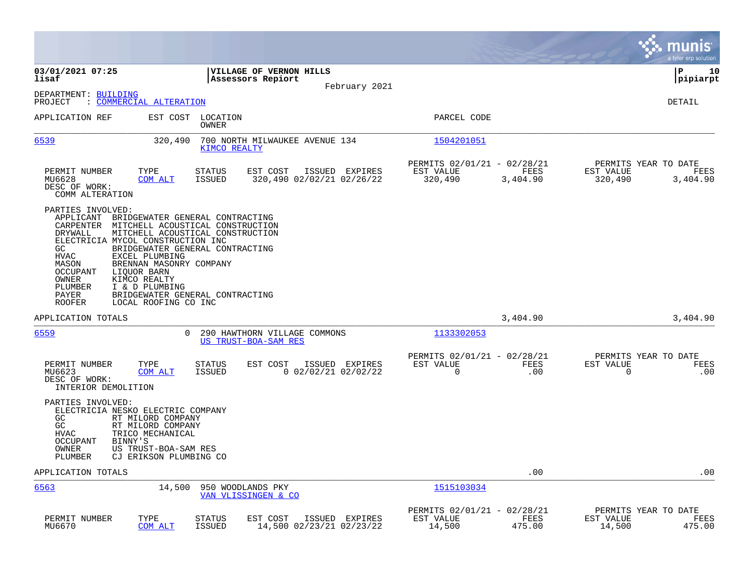**03/01/2021 07:25**
**lisaf**

**VILLAGE OF VERNON HILLS**
**Assessors Repiort**
February 2021

**pipiarpt**

DEPARTMENT: BUILDING
PROJECT : COMMERCIAL ALTERATION

DETAIL

| APPLICATION REF | EST COST | LOCATION / OWNER | PARCEL CODE |
|---|---|---|---|
| 6539 | 320,490 | 700 NORTH MILWAUKEE AVENUE 134 / KIMCO REALTY | 1504201051 |

| PERMIT NUMBER | TYPE | STATUS | EST COST | ISSUED | EXPIRES | PERMITS 02/01/21 - 02/28/21 EST VALUE | FEES | PERMITS YEAR TO DATE EST VALUE | FEES |
|---|---|---|---|---|---|---|---|---|---|
| MU6628 | COM ALT | ISSUED | 320,490 | 02/02/21 | 02/26/22 | 320,490 | 3,404.90 | 320,490 | 3,404.90 |

DESC OF WORK:
COMM ALTERATION

PARTIES INVOLVED:

- APPLICANT BRIDGEWATER GENERAL CONTRACTING
- CARPENTER MITCHELL ACOUSTICAL CONSTRUCTION
- DRYWALL MITCHELL ACOUSTICAL CONSTRUCTION
- ELECTRICIA MYCOL CONSTRUCTION INC
- GC BRIDGEWATER GENERAL CONTRACTING
- HVAC EXCEL PLUMBING
- MASON BRENNAN MASONRY COMPANY
- OCCUPANT LIQUOR BARN
- OWNER KIMCO REALTY
- PLUMBER I & D PLUMBING
- PAYER BRIDGEWATER GENERAL CONTRACTING
- ROOFER LOCAL ROOFING CO INC

APPLICATION TOTALS 3,404.90 3,404.90

| APPLICATION REF | EST COST | LOCATION / OWNER | PARCEL CODE |
|---|---|---|---|
| 6559 | 0 | 290 HAWTHORN VILLAGE COMMONS / US TRUST-BOA-SAM RES | 1133302053 |

| PERMIT NUMBER | TYPE | STATUS | EST COST | ISSUED | EXPIRES | PERMITS 02/01/21 - 02/28/21 EST VALUE | FEES | PERMITS YEAR TO DATE EST VALUE | FEES |
|---|---|---|---|---|---|---|---|---|---|
| MU6623 | COM ALT | ISSUED | 0 | 02/02/21 | 02/02/22 | 0 | .00 | 0 | .00 |

DESC OF WORK:
INTERIOR DEMOLITION

PARTIES INVOLVED:

- ELECTRICIA NESKO ELECTRIC COMPANY
- GC RT MILORD COMPANY
- GC RT MILORD COMPANY
- HVAC TRICO MECHANICAL
- OCCUPANT BINNY'S
- OWNER US TRUST-BOA-SAM RES
- PLUMBER CJ ERIKSON PLUMBING CO

APPLICATION TOTALS .00 .00

| APPLICATION REF | EST COST | LOCATION / OWNER | PARCEL CODE |
|---|---|---|---|
| 6563 | 14,500 | 950 WOODLANDS PKY / VAN VLISSINGEN & CO | 1515103034 |

| PERMIT NUMBER | TYPE | STATUS | EST COST | ISSUED | EXPIRES | PERMITS 02/01/21 - 02/28/21 EST VALUE | FEES | PERMITS YEAR TO DATE EST VALUE | FEES |
|---|---|---|---|---|---|---|---|---|---|
| MU6670 | COM ALT | ISSUED | 14,500 | 02/23/21 | 02/23/22 | 14,500 | 475.00 | 14,500 | 475.00 |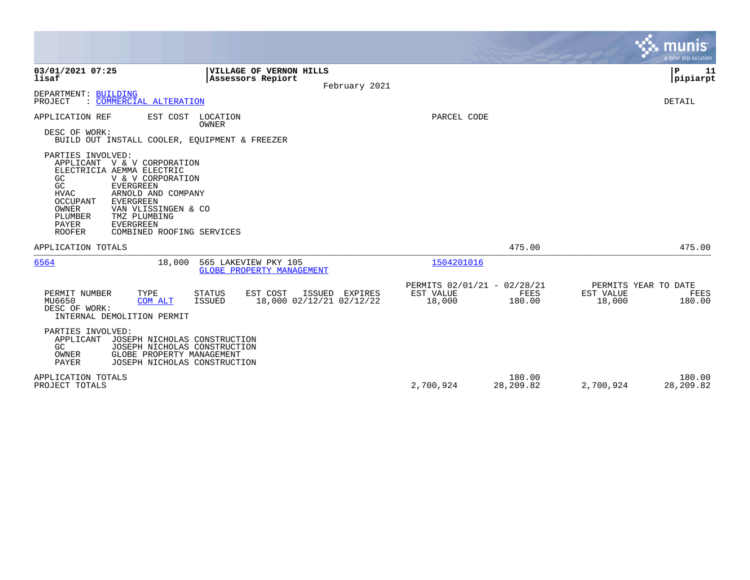**03/01/2021 07:25** | **VILLAGE OF VERNON HILLS**
**lisaf** | **Assessors Repiort**

February 2021

DEPARTMENT: BUILDING
PROJECT : COMMERCIAL ALTERATION

DETAIL

APPLICATION REF | EST COST | LOCATION / OWNER | PARCEL CODE

DESC OF WORK:
BUILD OUT INSTALL COOLER, EQUIPMENT & FREEZER

PARTIES INVOLVED:

| Role | Party |
|---|---|
| APPLICANT | V & V CORPORATION |
| ELECTRICIA | AEMMA ELECTRIC |
| GC | V & V CORPORATION |
| GC | EVERGREEN |
| HVAC | ARNOLD AND COMPANY |
| OCCUPANT | EVERGREEN |
| OWNER | VAN VLISSINGEN & CO |
| PLUMBER | TMZ PLUMBING |
| PAYER | EVERGREEN |
| ROOFER | COMBINED ROOFING SERVICES |

APPLICATION TOTALS — Fees (02/01/21 - 02/28/21): 475.00 — Fees (Year to Date): 475.00

---

**6564** | 18,000 | 565 LAKEVIEW PKY 105 / GLOBE PROPERTY MANAGEMENT | 1504201016

| PERMIT NUMBER | TYPE | STATUS | EST COST | ISSUED | EXPIRES | PERMITS 02/01/21 - 02/28/21 EST VALUE | FEES | PERMITS YEAR TO DATE EST VALUE | FEES |
|---|---|---|---|---|---|---|---|---|---|
| MU6650 | COM ALT | ISSUED | 18,000 | 02/12/21 | 02/12/22 | 18,000 | 180.00 | 18,000 | 180.00 |

DESC OF WORK:
INTERNAL DEMOLITION PERMIT

PARTIES INVOLVED:

| Role | Party |
|---|---|
| APPLICANT | JOSEPH NICHOLAS CONSTRUCTION |
| GC | JOSEPH NICHOLAS CONSTRUCTION |
| OWNER | GLOBE PROPERTY MANAGEMENT |
| PAYER | JOSEPH NICHOLAS CONSTRUCTION |

| | EST VALUE | FEES | EST VALUE (YTD) | FEES (YTD) |
|---|---|---|---|---|
| APPLICATION TOTALS | | 180.00 | | 180.00 |
| PROJECT TOTALS | 2,700,924 | 28,209.82 | 2,700,924 | 28,209.82 |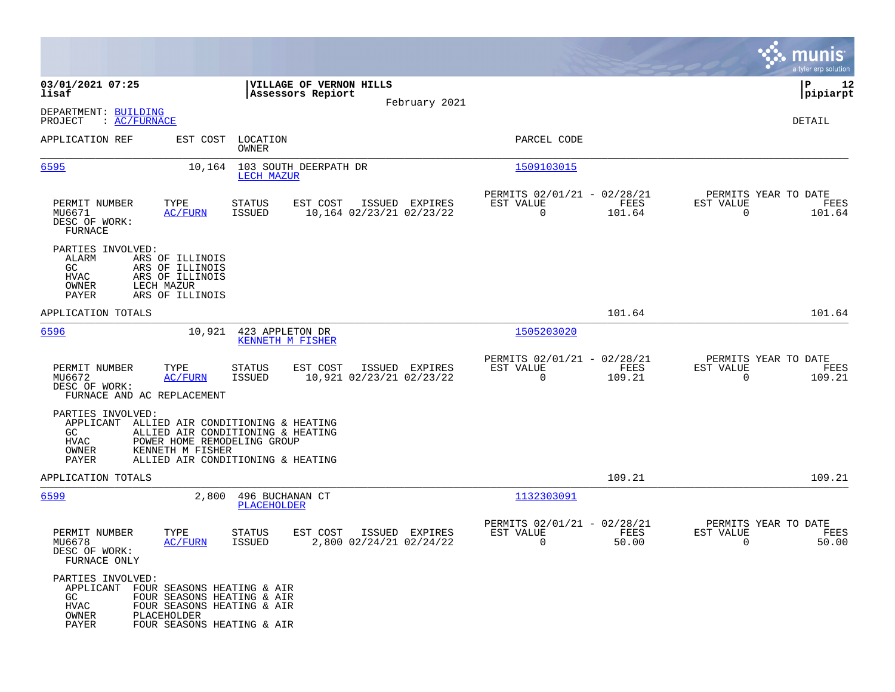**03/01/2021 07:25** | **VILLAGE OF VERNON HILLS** | **P 12**
**lisaf** | **Assessors Repiort** | **pipiarpt**
February 2021

DEPARTMENT: BUILDING
PROJECT : AC/FURNACE

DETAIL

| APPLICATION REF | EST COST | LOCATION / OWNER | PARCEL CODE |
|---|---|---|---|
| 6595 | 10,164 | 103 SOUTH DEERPATH DR / LECH MAZUR | 1509103015 |

| PERMIT NUMBER | TYPE | STATUS | EST COST | ISSUED | EXPIRES | PERMITS 02/01/21 - 02/28/21 EST VALUE | FEES | PERMITS YEAR TO DATE EST VALUE | FEES |
|---|---|---|---|---|---|---|---|---|---|
| MU6671 | AC/FURN | ISSUED | 10,164 | 02/23/21 | 02/23/22 | 0 | 101.64 | 0 | 101.64 |

DESC OF WORK:
FURNACE

PARTIES INVOLVED:

| Role | Name |
|---|---|
| ALARM | ARS OF ILLINOIS |
| GC | ARS OF ILLINOIS |
| HVAC | ARS OF ILLINOIS |
| OWNER | LECH MAZUR |
| PAYER | ARS OF ILLINOIS |

APPLICATION TOTALS: 101.64 | 101.64

| APPLICATION REF | EST COST | LOCATION / OWNER | PARCEL CODE |
|---|---|---|---|
| 6596 | 10,921 | 423 APPLETON DR / KENNETH M FISHER | 1505203020 |

| PERMIT NUMBER | TYPE | STATUS | EST COST | ISSUED | EXPIRES | PERMITS 02/01/21 - 02/28/21 EST VALUE | FEES | PERMITS YEAR TO DATE EST VALUE | FEES |
|---|---|---|---|---|---|---|---|---|---|
| MU6672 | AC/FURN | ISSUED | 10,921 | 02/23/21 | 02/23/22 | 0 | 109.21 | 0 | 109.21 |

DESC OF WORK:
FURNACE AND AC REPLACEMENT

PARTIES INVOLVED:

| Role | Name |
|---|---|
| APPLICANT | ALLIED AIR CONDITIONING & HEATING |
| GC | ALLIED AIR CONDITIONING & HEATING |
| HVAC | POWER HOME REMODELING GROUP |
| OWNER | KENNETH M FISHER |
| PAYER | ALLIED AIR CONDITIONING & HEATING |

APPLICATION TOTALS: 109.21 | 109.21

| APPLICATION REF | EST COST | LOCATION / OWNER | PARCEL CODE |
|---|---|---|---|
| 6599 | 2,800 | 496 BUCHANAN CT / PLACEHOLDER | 1132303091 |

| PERMIT NUMBER | TYPE | STATUS | EST COST | ISSUED | EXPIRES | PERMITS 02/01/21 - 02/28/21 EST VALUE | FEES | PERMITS YEAR TO DATE EST VALUE | FEES |
|---|---|---|---|---|---|---|---|---|---|
| MU6678 | AC/FURN | ISSUED | 2,800 | 02/24/21 | 02/24/22 | 0 | 50.00 | 0 | 50.00 |

DESC OF WORK:
FURNACE ONLY

PARTIES INVOLVED:

| Role | Name |
|---|---|
| APPLICANT | FOUR SEASONS HEATING & AIR |
| GC | FOUR SEASONS HEATING & AIR |
| HVAC | FOUR SEASONS HEATING & AIR |
| OWNER | PLACEHOLDER |
| PAYER | FOUR SEASONS HEATING & AIR |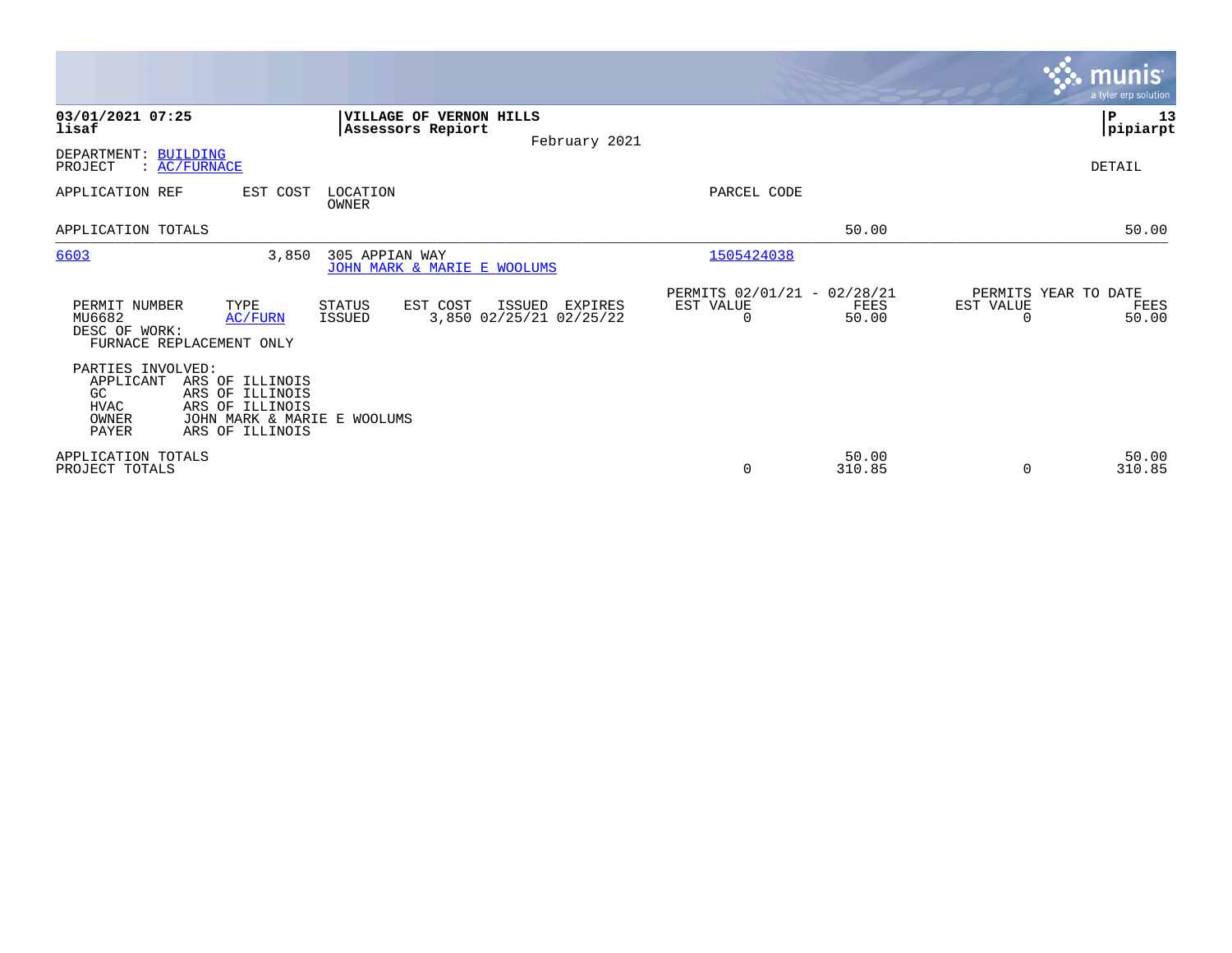**03/01/2021 07:25**
**lisaf**

**VILLAGE OF VERNON HILLS**
**Assessors Repiort**

February 2021

**P 13**
**pipiarpt**

DEPARTMENT: BUILDING
PROJECT : AC/FURNACE

DETAIL

| APPLICATION REF | EST COST | LOCATION / OWNER | PARCEL CODE | | |
|---|---|---|---|---|---|
| APPLICATION TOTALS | | | | 50.00 | 50.00 |
| 6603 | 3,850 | 305 APPIAN WAY / JOHN MARK & MARIE E WOOLUMS | 1505424038 | | |

| PERMIT NUMBER | TYPE | STATUS | EST COST | ISSUED | EXPIRES | PERMITS 02/01/21 - 02/28/21 EST VALUE | FEES | PERMITS YEAR TO DATE EST VALUE | FEES |
|---|---|---|---|---|---|---|---|---|---|
| MU6682 | AC/FURN | ISSUED | 3,850 | 02/25/21 | 02/25/22 | 0 | 50.00 | 0 | 50.00 |

DESC OF WORK:
FURNACE REPLACEMENT ONLY

PARTIES INVOLVED:

| Role | Name |
|---|---|
| APPLICANT | ARS OF ILLINOIS |
| GC | ARS OF ILLINOIS |
| HVAC | ARS OF ILLINOIS |
| OWNER | JOHN MARK & MARIE E WOOLUMS |
| PAYER | ARS OF ILLINOIS |

| | EST VALUE | FEES | EST VALUE | FEES |
|---|---|---|---|---|
| APPLICATION TOTALS | | 50.00 | | 50.00 |
| PROJECT TOTALS | 0 | 310.85 | 0 | 310.85 |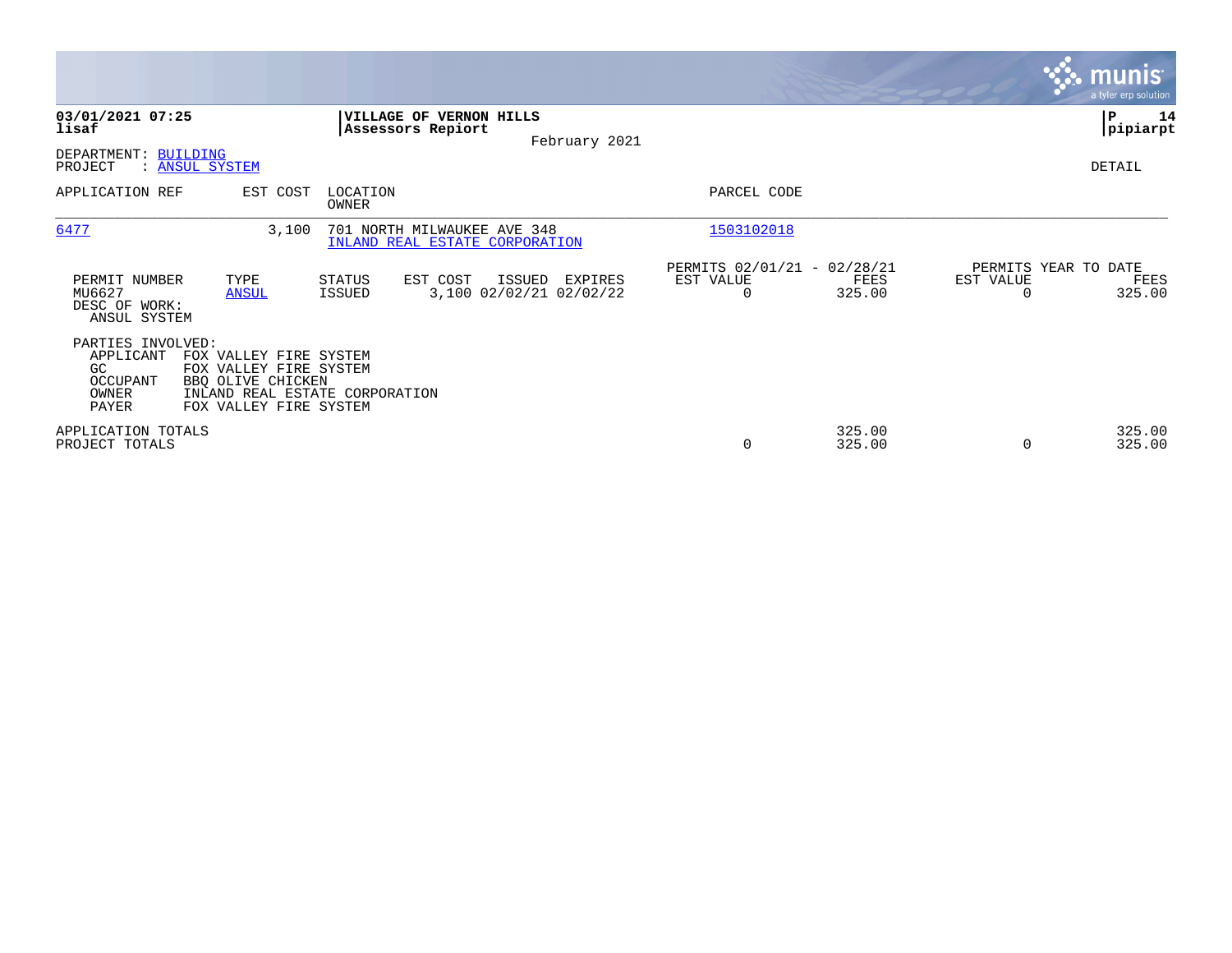03/01/2021 07:25 | VILLAGE OF VERNON HILLS | P 14
lisaf | Assessors Repiort | pipiarpt

February 2021

DEPARTMENT: BUILDING
PROJECT : ANSUL SYSTEM

DETAIL

| APPLICATION REF | EST COST | LOCATION / OWNER | PARCEL CODE |
|---|---|---|---|
| 6477 | 3,100 | 701 NORTH MILWAUKEE AVE 348 / INLAND REAL ESTATE CORPORATION | 1503102018 |

| PERMIT NUMBER | TYPE | STATUS | EST COST | ISSUED | EXPIRES | PERMITS 02/01/21 - 02/28/21 EST VALUE | FEES | PERMITS YEAR TO DATE EST VALUE | FEES |
|---|---|---|---|---|---|---|---|---|---|
| MU6627 | ANSUL | ISSUED | 3,100 | 02/02/21 | 02/02/22 | 0 | 325.00 | 0 | 325.00 |

DESC OF WORK:
ANSUL SYSTEM

PARTIES INVOLVED:

| | |
|---|---|
| APPLICANT | FOX VALLEY FIRE SYSTEM |
| GC | FOX VALLEY FIRE SYSTEM |
| OCCUPANT | BBQ OLIVE CHICKEN |
| OWNER | INLAND REAL ESTATE CORPORATION |
| PAYER | FOX VALLEY FIRE SYSTEM |

| | EST VALUE | FEES | EST VALUE | FEES |
|---|---|---|---|---|
| APPLICATION TOTALS | | 325.00 | | 325.00 |
| PROJECT TOTALS | 0 | 325.00 | 0 | 325.00 |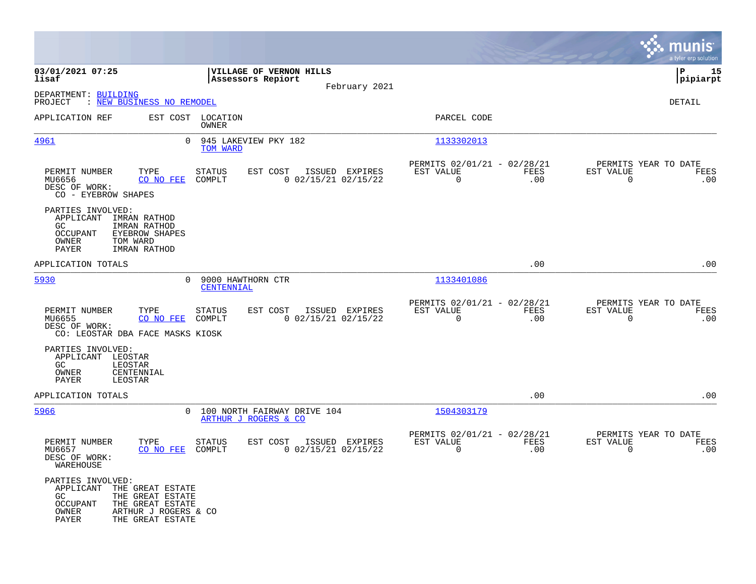03/01/2021 07:25
lisaf

**VILLAGE OF VERNON HILLS**
**Assessors Repiort**

February 2021

P 15
pipiarpt

DEPARTMENT: BUILDING
PROJECT : NEW BUSINESS NO REMODEL

DETAIL

| APPLICATION REF | EST COST | LOCATION / OWNER | PARCEL CODE |
|---|---|---|---|
| 4961 | 0 | 945 LAKEVIEW PKY 182 / TOM WARD | 1133302013 |

| PERMIT NUMBER | TYPE | STATUS | EST COST | ISSUED | EXPIRES | PERMITS 02/01/21 - 02/28/21 EST VALUE | FEES | PERMITS YEAR TO DATE EST VALUE | FEES |
|---|---|---|---|---|---|---|---|---|---|
| MU6656 | CO NO FEE | COMPLT | 0 | 02/15/21 | 02/15/22 | 0 | .00 | 0 | .00 |

DESC OF WORK:
CO - EYEBROW SHAPES

PARTIES INVOLVED:
- APPLICANT IMRAN RATHOD
- GC IMRAN RATHOD
- OCCUPANT EYEBROW SHAPES
- OWNER TOM WARD
- PAYER IMRAN RATHOD

APPLICATION TOTALS .00 .00

| APPLICATION REF | EST COST | LOCATION / OWNER | PARCEL CODE |
|---|---|---|---|
| 5930 | 0 | 9000 HAWTHORN CTR / CENTENNIAL | 1133401086 |

| PERMIT NUMBER | TYPE | STATUS | EST COST | ISSUED | EXPIRES | PERMITS 02/01/21 - 02/28/21 EST VALUE | FEES | PERMITS YEAR TO DATE EST VALUE | FEES |
|---|---|---|---|---|---|---|---|---|---|
| MU6655 | CO NO FEE | COMPLT | 0 | 02/15/21 | 02/15/22 | 0 | .00 | 0 | .00 |

DESC OF WORK:
CO: LEOSTAR DBA FACE MASKS KIOSK

PARTIES INVOLVED:
- APPLICANT LEOSTAR
- GC LEOSTAR
- OWNER CENTENNIAL
- PAYER LEOSTAR

APPLICATION TOTALS .00 .00

| APPLICATION REF | EST COST | LOCATION / OWNER | PARCEL CODE |
|---|---|---|---|
| 5966 | 0 | 100 NORTH FAIRWAY DRIVE 104 / ARTHUR J ROGERS & CO | 1504303179 |

| PERMIT NUMBER | TYPE | STATUS | EST COST | ISSUED | EXPIRES | PERMITS 02/01/21 - 02/28/21 EST VALUE | FEES | PERMITS YEAR TO DATE EST VALUE | FEES |
|---|---|---|---|---|---|---|---|---|---|
| MU6657 | CO NO FEE | COMPLT | 0 | 02/15/21 | 02/15/22 | 0 | .00 | 0 | .00 |

DESC OF WORK:
WAREHOUSE

PARTIES INVOLVED:
- APPLICANT THE GREAT ESTATE
- GC THE GREAT ESTATE
- OCCUPANT THE GREAT ESTATE
- OWNER ARTHUR J ROGERS & CO
- PAYER THE GREAT ESTATE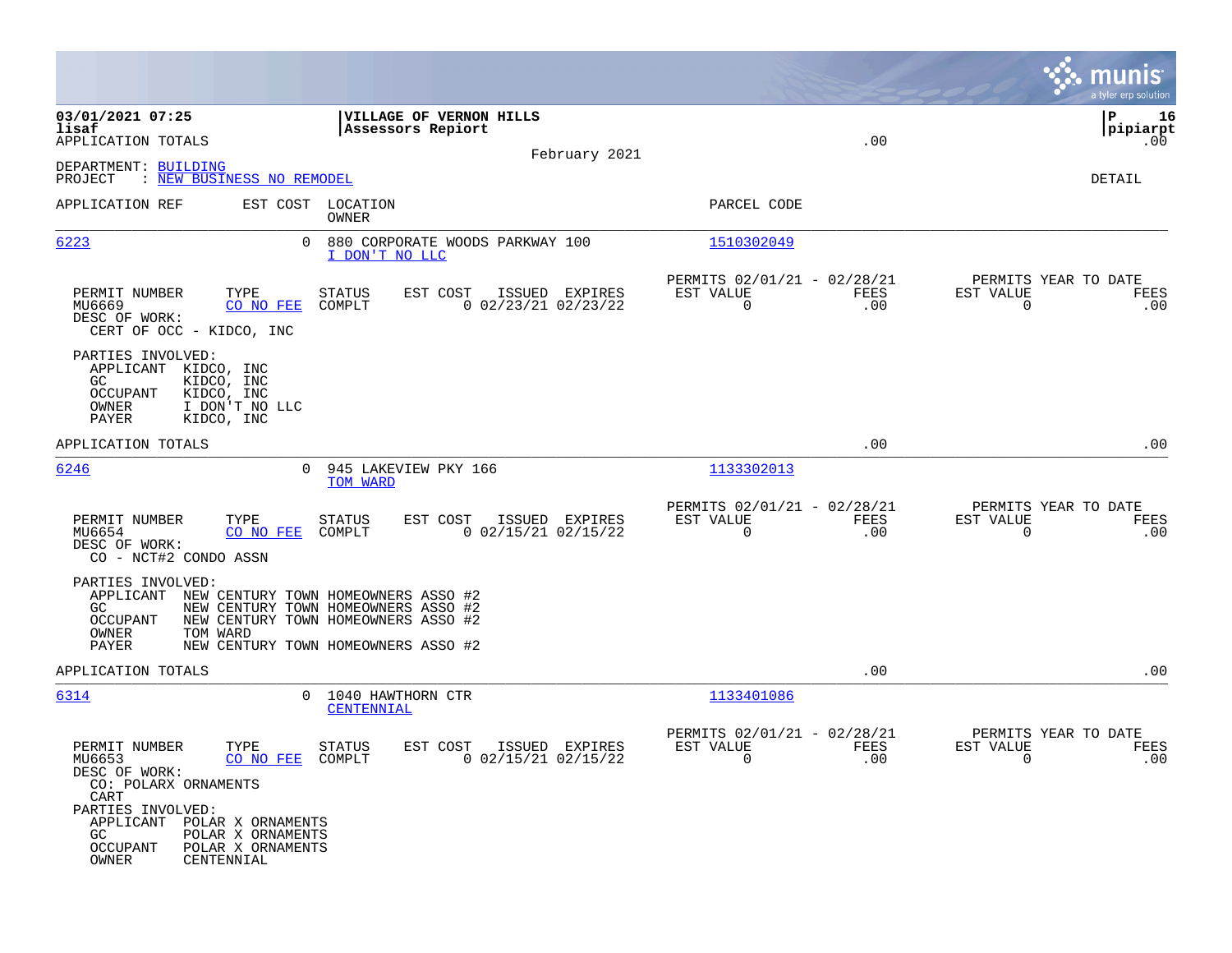03/01/2021 07:25
lisaf
APPLICATION TOTALS

**VILLAGE OF VERNON HILLS**
**Assessors Repiort**

February 2021

.00

P 16
pipiarpt
.00

DEPARTMENT: BUILDING
PROJECT : NEW BUSINESS NO REMODEL

DETAIL

| APPLICATION REF | EST COST | LOCATION / OWNER | PARCEL CODE |
|---|---|---|---|
| 6223 | 0 | 880 CORPORATE WOODS PARKWAY 100 / I DON'T NO LLC | 1510302049 |

| PERMIT NUMBER | TYPE | STATUS | EST COST | ISSUED | EXPIRES | PERMITS 02/01/21 - 02/28/21 EST VALUE | FEES | PERMITS YEAR TO DATE EST VALUE | FEES |
|---|---|---|---|---|---|---|---|---|---|
| MU6669 | CO NO FEE | COMPLT | 0 | 02/23/21 | 02/23/22 | 0 | .00 | 0 | .00 |

DESC OF WORK:
CERT OF OCC - KIDCO, INC

PARTIES INVOLVED:
- APPLICANT KIDCO, INC
- GC KIDCO, INC
- OCCUPANT KIDCO, INC
- OWNER I DON'T NO LLC
- PAYER KIDCO, INC

APPLICATION TOTALS .00 .00

| APPLICATION REF | EST COST | LOCATION / OWNER | PARCEL CODE |
|---|---|---|---|
| 6246 | 0 | 945 LAKEVIEW PKY 166 / TOM WARD | 1133302013 |

| PERMIT NUMBER | TYPE | STATUS | EST COST | ISSUED | EXPIRES | PERMITS 02/01/21 - 02/28/21 EST VALUE | FEES | PERMITS YEAR TO DATE EST VALUE | FEES |
|---|---|---|---|---|---|---|---|---|---|
| MU6654 | CO NO FEE | COMPLT | 0 | 02/15/21 | 02/15/22 | 0 | .00 | 0 | .00 |

DESC OF WORK:
CO - NCT#2 CONDO ASSN

PARTIES INVOLVED:
- APPLICANT NEW CENTURY TOWN HOMEOWNERS ASSO #2
- GC NEW CENTURY TOWN HOMEOWNERS ASSO #2
- OCCUPANT NEW CENTURY TOWN HOMEOWNERS ASSO #2
- OWNER TOM WARD
- PAYER NEW CENTURY TOWN HOMEOWNERS ASSO #2

APPLICATION TOTALS .00 .00

| APPLICATION REF | EST COST | LOCATION / OWNER | PARCEL CODE |
|---|---|---|---|
| 6314 | 0 | 1040 HAWTHORN CTR / CENTENNIAL | 1133401086 |

| PERMIT NUMBER | TYPE | STATUS | EST COST | ISSUED | EXPIRES | PERMITS 02/01/21 - 02/28/21 EST VALUE | FEES | PERMITS YEAR TO DATE EST VALUE | FEES |
|---|---|---|---|---|---|---|---|---|---|
| MU6653 | CO NO FEE | COMPLT | 0 | 02/15/21 | 02/15/22 | 0 | .00 | 0 | .00 |

DESC OF WORK:
CO: POLARX ORNAMENTS
CART

PARTIES INVOLVED:
- APPLICANT POLAR X ORNAMENTS
- GC POLAR X ORNAMENTS
- OCCUPANT POLAR X ORNAMENTS
- OWNER CENTENNIAL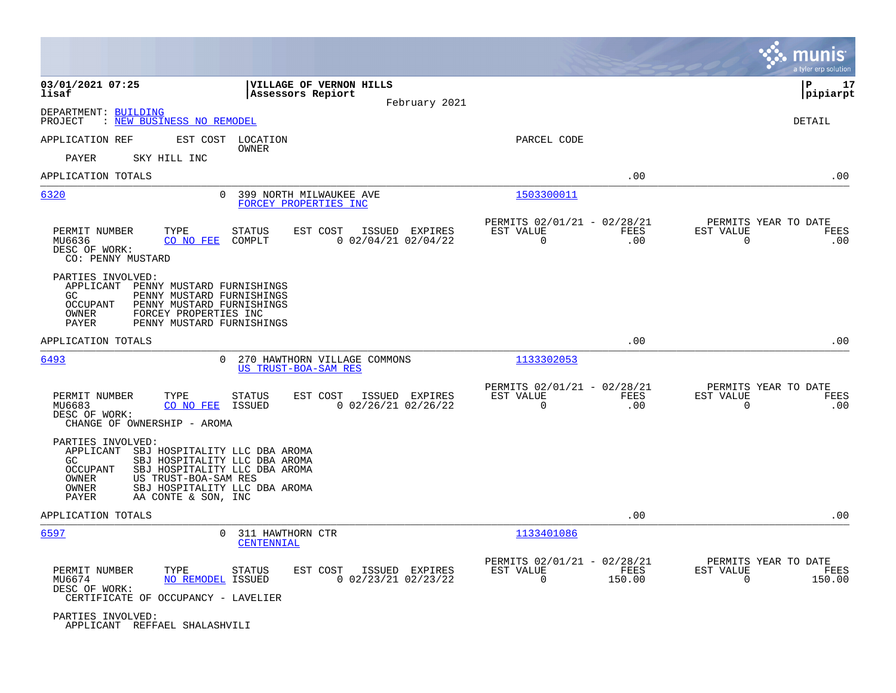03/01/2021 07:25 | VILLAGE OF VERNON HILLS | P 17
lisaf | Assessors Repiort | pipiarpt

February 2021

DEPARTMENT: BUILDING
PROJECT : NEW BUSINESS NO REMODEL

DETAIL

APPLICATION REF    EST COST    LOCATION / OWNER    PARCEL CODE

PAYER    SKY HILL INC

APPLICATION TOTALS .00 .00

---

**6320** — 0 — 399 NORTH MILWAUKEE AVE — FORCEY PROPERTIES INC — 1503300011

| PERMIT NUMBER | TYPE | STATUS | EST COST | ISSUED | EXPIRES | PERMITS 02/01/21 - 02/28/21 EST VALUE | FEES | PERMITS YEAR TO DATE EST VALUE | FEES |
|---|---|---|---|---|---|---|---|---|---|
| MU6636 | CO NO FEE | COMPLT | 0 | 02/04/21 | 02/04/22 | 0 | .00 | 0 | .00 |

DESC OF WORK:
CO: PENNY MUSTARD

PARTIES INVOLVED:
- APPLICANT PENNY MUSTARD FURNISHINGS
- GC PENNY MUSTARD FURNISHINGS
- OCCUPANT PENNY MUSTARD FURNISHINGS
- OWNER FORCEY PROPERTIES INC
- PAYER PENNY MUSTARD FURNISHINGS

APPLICATION TOTALS .00 .00

---

**6493** — 0 — 270 HAWTHORN VILLAGE COMMONS — US TRUST-BOA-SAM RES — 1133302053

| PERMIT NUMBER | TYPE | STATUS | EST COST | ISSUED | EXPIRES | PERMITS 02/01/21 - 02/28/21 EST VALUE | FEES | PERMITS YEAR TO DATE EST VALUE | FEES |
|---|---|---|---|---|---|---|---|---|---|
| MU6683 | CO NO FEE | ISSUED | 0 | 02/26/21 | 02/26/22 | 0 | .00 | 0 | .00 |

DESC OF WORK:
CHANGE OF OWNERSHIP - AROMA

PARTIES INVOLVED:
- APPLICANT SBJ HOSPITALITY LLC DBA AROMA
- GC SBJ HOSPITALITY LLC DBA AROMA
- OCCUPANT SBJ HOSPITALITY LLC DBA AROMA
- OWNER US TRUST-BOA-SAM RES
- OWNER SBJ HOSPITALITY LLC DBA AROMA
- PAYER AA CONTE & SON, INC

APPLICATION TOTALS .00 .00

---

**6597** — 0 — 311 HAWTHORN CTR — CENTENNIAL — 1133401086

| PERMIT NUMBER | TYPE | STATUS | EST COST | ISSUED | EXPIRES | PERMITS 02/01/21 - 02/28/21 EST VALUE | FEES | PERMITS YEAR TO DATE EST VALUE | FEES |
|---|---|---|---|---|---|---|---|---|---|
| MU6674 | NO REMODEL | ISSUED | 0 | 02/23/21 | 02/23/22 | 0 | 150.00 | 0 | 150.00 |

DESC OF WORK:
CERTIFICATE OF OCCUPANCY - LAVELIER

PARTIES INVOLVED:
- APPLICANT REFFAEL SHALASHVILI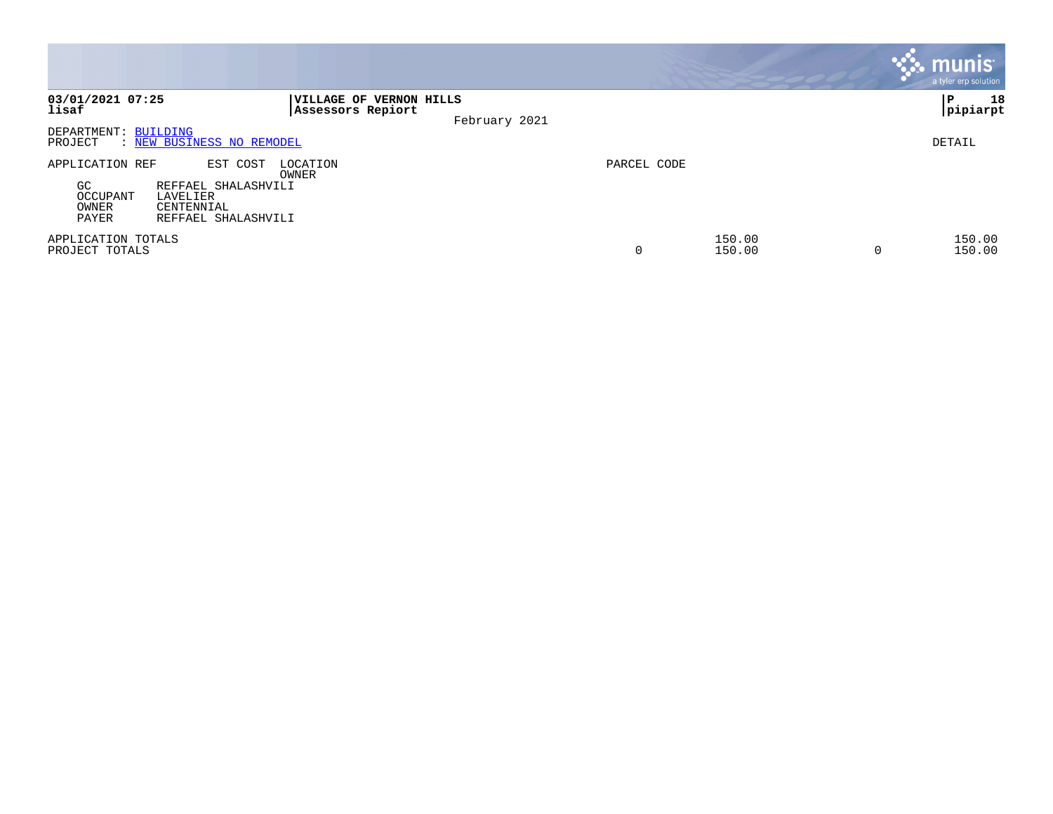**03/01/2021 07:25**
**lisaf**

**VILLAGE OF VERNON HILLS**
**Assessors Repiort**

February 2021

**P 18**
**pipiarpt**

DEPARTMENT: BUILDING
PROJECT : NEW BUSINESS NO REMODEL

DETAIL

| APPLICATION REF | EST COST | LOCATION / OWNER | PARCEL CODE | | | |
|---|---|---|---|---|---|---|
| GC | REFFAEL SHALASHVILI | | | | | |
| OCCUPANT | LAVELIER | | | | | |
| OWNER | CENTENNIAL | | | | | |
| PAYER | REFFAEL SHALASHVILI | | | | | |
| APPLICATION TOTALS | | | | 150.00 | | 150.00 |
| PROJECT TOTALS | | | 0 | 150.00 | 0 | 150.00 |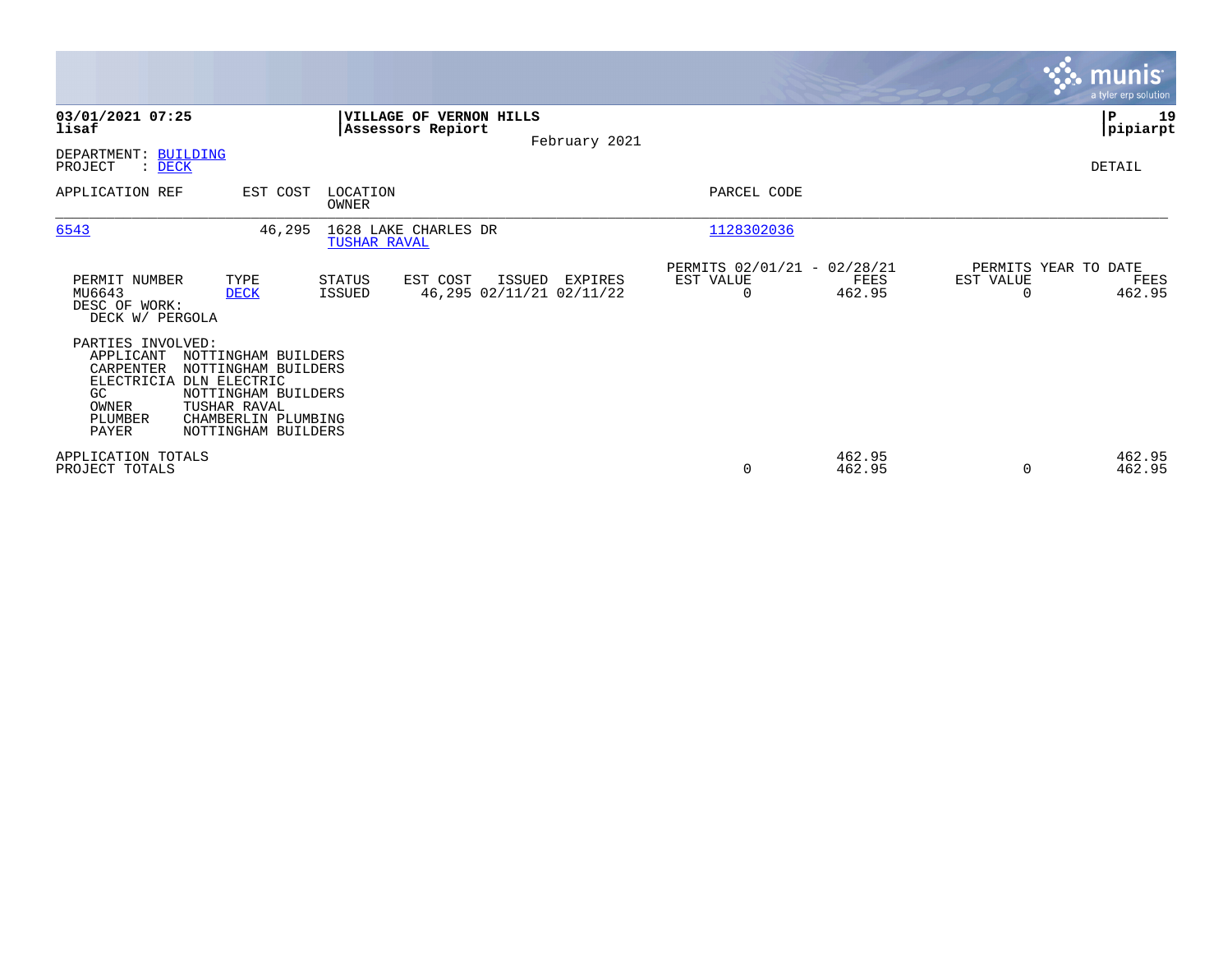**03/01/2021 07:25**
**lisaf**

**VILLAGE OF VERNON HILLS**
**Assessors Repiort**

February 2021

**P 19**
**pipiarpt**

DEPARTMENT: BUILDING
PROJECT : DECK

DETAIL

| APPLICATION REF | EST COST | LOCATION / OWNER | PARCEL CODE |
|---|---|---|---|
| 6543 | 46,295 | 1628 LAKE CHARLES DR / TUSHAR RAVAL | 1128302036 |

| PERMIT NUMBER | TYPE | STATUS | EST COST | ISSUED | EXPIRES | PERMITS 02/01/21 - 02/28/21 EST VALUE | FEES | PERMITS YEAR TO DATE EST VALUE | FEES |
|---|---|---|---|---|---|---|---|---|---|
| MU6643 | DECK | ISSUED | 46,295 | 02/11/21 | 02/11/22 | 0 | 462.95 | 0 | 462.95 |

DESC OF WORK:
DECK W/ PERGOLA

PARTIES INVOLVED:

| Role | Name |
|---|---|
| APPLICANT | NOTTINGHAM BUILDERS |
| CARPENTER | NOTTINGHAM BUILDERS |
| ELECTRICIA | DLN ELECTRIC |
| GC | NOTTINGHAM BUILDERS |
| OWNER | TUSHAR RAVAL |
| PLUMBER | CHAMBERLIN PLUMBING |
| PAYER | NOTTINGHAM BUILDERS |

| | EST VALUE | FEES | EST VALUE | FEES |
|---|---|---|---|---|
| APPLICATION TOTALS | | 462.95 | | 462.95 |
| PROJECT TOTALS | 0 | 462.95 | 0 | 462.95 |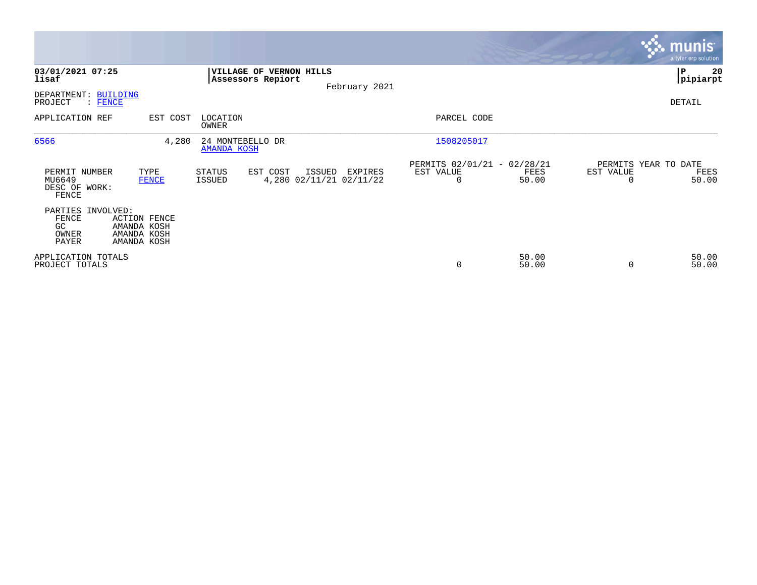**03/01/2021 07:25**
**lisaf**

**VILLAGE OF VERNON HILLS**
**Assessors Repiort**
February 2021

**P 20**
**pipiarpt**

DEPARTMENT: BUILDING
PROJECT : FENCE

DETAIL

| APPLICATION REF | EST COST | LOCATION / OWNER | PARCEL CODE |
|---|---|---|---|
| 6566 | 4,280 | 24 MONTEBELLO DR / AMANDA KOSH | 1508205017 |

| PERMIT NUMBER | TYPE | STATUS | EST COST | ISSUED | EXPIRES | PERMITS 02/01/21 - 02/28/21 EST VALUE | PERMITS 02/01/21 - 02/28/21 FEES | PERMITS YEAR TO DATE EST VALUE | PERMITS YEAR TO DATE FEES |
|---|---|---|---|---|---|---|---|---|---|
| MU6649 | FENCE | ISSUED | 4,280 | 02/11/21 | 02/11/22 | 0 | 50.00 | 0 | 50.00 |

DESC OF WORK:
FENCE

PARTIES INVOLVED:

| | |
|---|---|
| FENCE | ACTION FENCE |
| GC | AMANDA KOSH |
| OWNER | AMANDA KOSH |
| PAYER | AMANDA KOSH |

| | EST VALUE | FEES | YTD EST VALUE | YTD FEES |
|---|---|---|---|---|
| APPLICATION TOTALS | | 50.00 | | 50.00 |
| PROJECT TOTALS | 0 | 50.00 | 0 | 50.00 |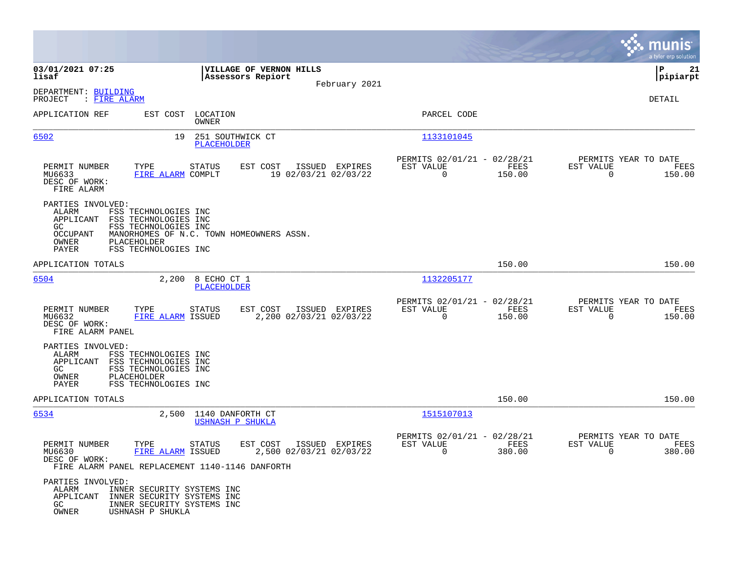**03/01/2021 07:25**
**lisaf**

**VILLAGE OF VERNON HILLS**
**Assessors Repiort**

February 2021

**P 21**
**pipiarpt**

DEPARTMENT: BUILDING
PROJECT : FIRE ALARM

DETAIL

| APPLICATION REF | EST COST | LOCATION / OWNER | PARCEL CODE |
|---|---|---|---|
| 6502 | 19 | 251 SOUTHWICK CT / PLACEHOLDER | 1133101045 |

| PERMIT NUMBER | TYPE | STATUS | EST COST | ISSUED | EXPIRES | PERMITS 02/01/21 - 02/28/21 EST VALUE | FEES | PERMITS YEAR TO DATE EST VALUE | FEES |
|---|---|---|---|---|---|---|---|---|---|
| MU6633 | FIRE ALARM | COMPLT | 19 | 02/03/21 | 02/03/22 | 0 | 150.00 | 0 | 150.00 |

DESC OF WORK:
FIRE ALARM

PARTIES INVOLVED:
- ALARM FSS TECHNOLOGIES INC
- APPLICANT FSS TECHNOLOGIES INC
- GC FSS TECHNOLOGIES INC
- OCCUPANT MANORHOMES OF N.C. TOWN HOMEOWNERS ASSN.
- OWNER PLACEHOLDER
- PAYER FSS TECHNOLOGIES INC

APPLICATION TOTALS 150.00 150.00

| APPLICATION REF | EST COST | LOCATION / OWNER | PARCEL CODE |
|---|---|---|---|
| 6504 | 2,200 | 8 ECHO CT 1 / PLACEHOLDER | 1132205177 |

| PERMIT NUMBER | TYPE | STATUS | EST COST | ISSUED | EXPIRES | PERMITS 02/01/21 - 02/28/21 EST VALUE | FEES | PERMITS YEAR TO DATE EST VALUE | FEES |
|---|---|---|---|---|---|---|---|---|---|
| MU6632 | FIRE ALARM | ISSUED | 2,200 | 02/03/21 | 02/03/22 | 0 | 150.00 | 0 | 150.00 |

DESC OF WORK:
FIRE ALARM PANEL

PARTIES INVOLVED:
- ALARM FSS TECHNOLOGIES INC
- APPLICANT FSS TECHNOLOGIES INC
- GC FSS TECHNOLOGIES INC
- OWNER PLACEHOLDER
- PAYER FSS TECHNOLOGIES INC

APPLICATION TOTALS 150.00 150.00

| APPLICATION REF | EST COST | LOCATION / OWNER | PARCEL CODE |
|---|---|---|---|
| 6534 | 2,500 | 1140 DANFORTH CT / USHNASH P SHUKLA | 1515107013 |

| PERMIT NUMBER | TYPE | STATUS | EST COST | ISSUED | EXPIRES | PERMITS 02/01/21 - 02/28/21 EST VALUE | FEES | PERMITS YEAR TO DATE EST VALUE | FEES |
|---|---|---|---|---|---|---|---|---|---|
| MU6630 | FIRE ALARM | ISSUED | 2,500 | 02/03/21 | 02/03/22 | 0 | 380.00 | 0 | 380.00 |

DESC OF WORK:
FIRE ALARM PANEL REPLACEMENT 1140-1146 DANFORTH

PARTIES INVOLVED:
- ALARM INNER SECURITY SYSTEMS INC
- APPLICANT INNER SECURITY SYSTEMS INC
- GC INNER SECURITY SYSTEMS INC
- OWNER USHNASH P SHUKLA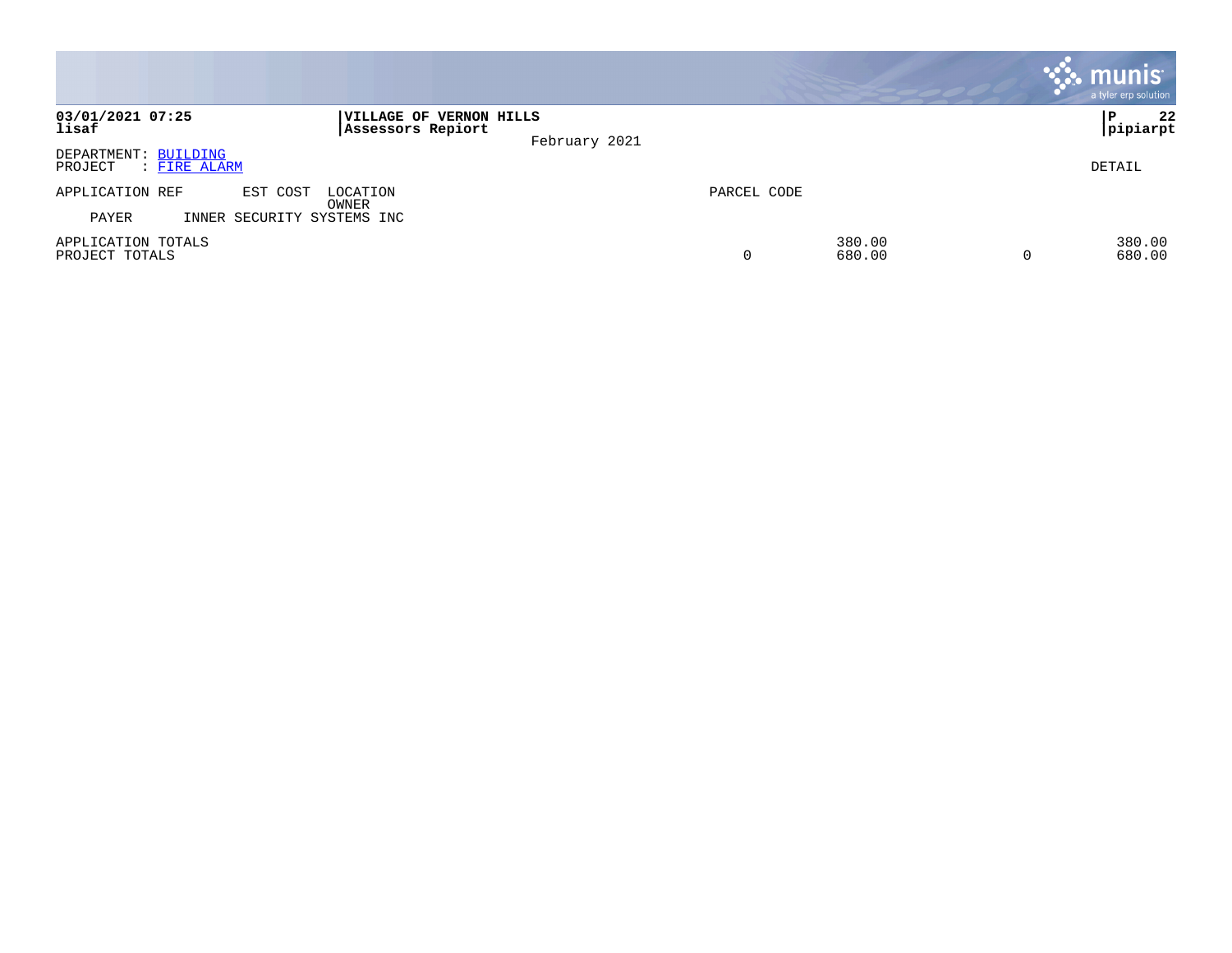**03/01/2021 07:25**
**lisaf**

**VILLAGE OF VERNON HILLS**
**Assessors Repiort**

February 2021

**P 22**
**pipiarpt**

DEPARTMENT: BUILDING
PROJECT : FIRE ALARM

DETAIL

| APPLICATION REF | EST COST | LOCATION / OWNER | PARCEL CODE | | | |
|---|---|---|---|---|---|---|
| PAYER | INNER SECURITY SYSTEMS INC | | | | | |
| APPLICATION TOTALS | | | | 380.00 | | 380.00 |
| PROJECT TOTALS | | | 0 | 680.00 | 0 | 680.00 |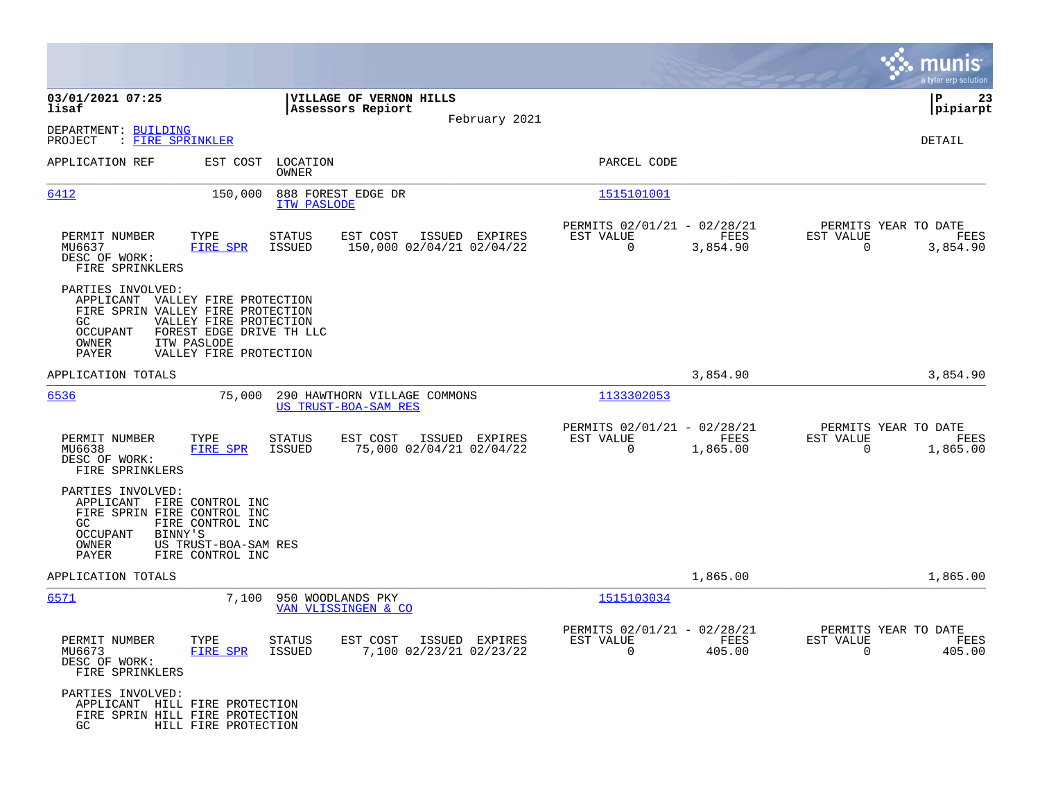03/01/2021 07:25
lisaf

**VILLAGE OF VERNON HILLS**
**Assessors Repiort**
February 2021

P 23
pipiarpt

DEPARTMENT: BUILDING
PROJECT : FIRE SPRINKLER

DETAIL

| APPLICATION REF | EST COST | LOCATION / OWNER | PARCEL CODE |
|---|---|---|---|
| 6412 | 150,000 | 888 FOREST EDGE DR / ITW PASLODE | 1515101001 |

| PERMIT NUMBER | TYPE | STATUS | EST COST | ISSUED | EXPIRES | PERMITS 02/01/21 - 02/28/21 EST VALUE | FEES | PERMITS YEAR TO DATE EST VALUE | FEES |
|---|---|---|---|---|---|---|---|---|---|
| MU6637 | FIRE SPR | ISSUED | 150,000 | 02/04/21 | 02/04/22 | 0 | 3,854.90 | 0 | 3,854.90 |

DESC OF WORK:
FIRE SPRINKLERS

PARTIES INVOLVED:
APPLICANT VALLEY FIRE PROTECTION
FIRE SPRIN VALLEY FIRE PROTECTION
GC VALLEY FIRE PROTECTION
OCCUPANT FOREST EDGE DRIVE TH LLC
OWNER ITW PASLODE
PAYER VALLEY FIRE PROTECTION

APPLICATION TOTALS 3,854.90 3,854.90

| APPLICATION REF | EST COST | LOCATION / OWNER | PARCEL CODE |
|---|---|---|---|
| 6536 | 75,000 | 290 HAWTHORN VILLAGE COMMONS / US TRUST-BOA-SAM RES | 1133302053 |

| PERMIT NUMBER | TYPE | STATUS | EST COST | ISSUED | EXPIRES | PERMITS 02/01/21 - 02/28/21 EST VALUE | FEES | PERMITS YEAR TO DATE EST VALUE | FEES |
|---|---|---|---|---|---|---|---|---|---|
| MU6638 | FIRE SPR | ISSUED | 75,000 | 02/04/21 | 02/04/22 | 0 | 1,865.00 | 0 | 1,865.00 |

DESC OF WORK:
FIRE SPRINKLERS

PARTIES INVOLVED:
APPLICANT FIRE CONTROL INC
FIRE SPRIN FIRE CONTROL INC
GC FIRE CONTROL INC
OCCUPANT BINNY'S
OWNER US TRUST-BOA-SAM RES
PAYER FIRE CONTROL INC

APPLICATION TOTALS 1,865.00 1,865.00

| APPLICATION REF | EST COST | LOCATION / OWNER | PARCEL CODE |
|---|---|---|---|
| 6571 | 7,100 | 950 WOODLANDS PKY / VAN VLISSINGEN & CO | 1515103034 |

| PERMIT NUMBER | TYPE | STATUS | EST COST | ISSUED | EXPIRES | PERMITS 02/01/21 - 02/28/21 EST VALUE | FEES | PERMITS YEAR TO DATE EST VALUE | FEES |
|---|---|---|---|---|---|---|---|---|---|
| MU6673 | FIRE SPR | ISSUED | 7,100 | 02/23/21 | 02/23/22 | 0 | 405.00 | 0 | 405.00 |

DESC OF WORK:
FIRE SPRINKLERS

PARTIES INVOLVED:
APPLICANT HILL FIRE PROTECTION
FIRE SPRIN HILL FIRE PROTECTION
GC HILL FIRE PROTECTION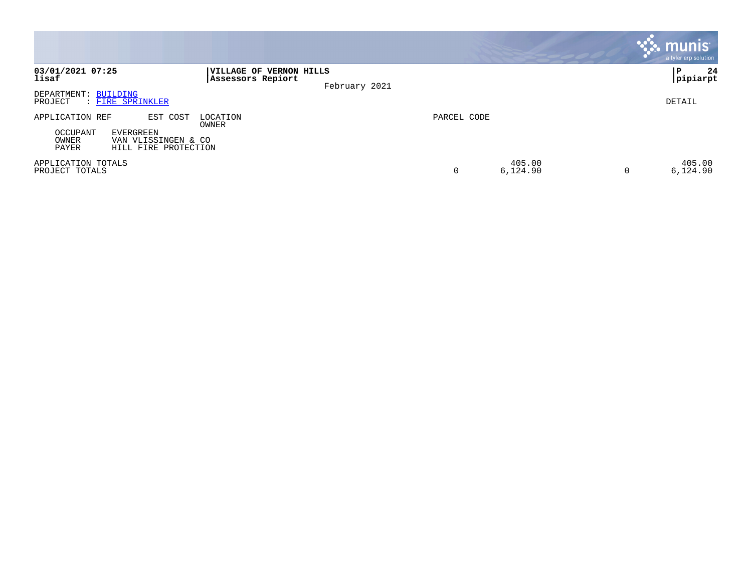**03/01/2021 07:25**
**lisaf**

**VILLAGE OF VERNON HILLS**
**Assessors Repiort**

February 2021

DEPARTMENT: BUILDING
PROJECT : FIRE SPRINKLER

DETAIL

| APPLICATION REF | EST COST | LOCATION OWNER | PARCEL CODE | | | | |
|---|---|---|---|---|---|---|---|
| OCCUPANT | EVERGREEN | | | | | | |
| OWNER | VAN VLISSINGEN & CO | | | | | | |
| PAYER | HILL FIRE PROTECTION | | | | | | |
| APPLICATION TOTALS | | | | 405.00 | | 405.00 | |
| PROJECT TOTALS | | | 0 | 6,124.90 | 0 | 6,124.90 | |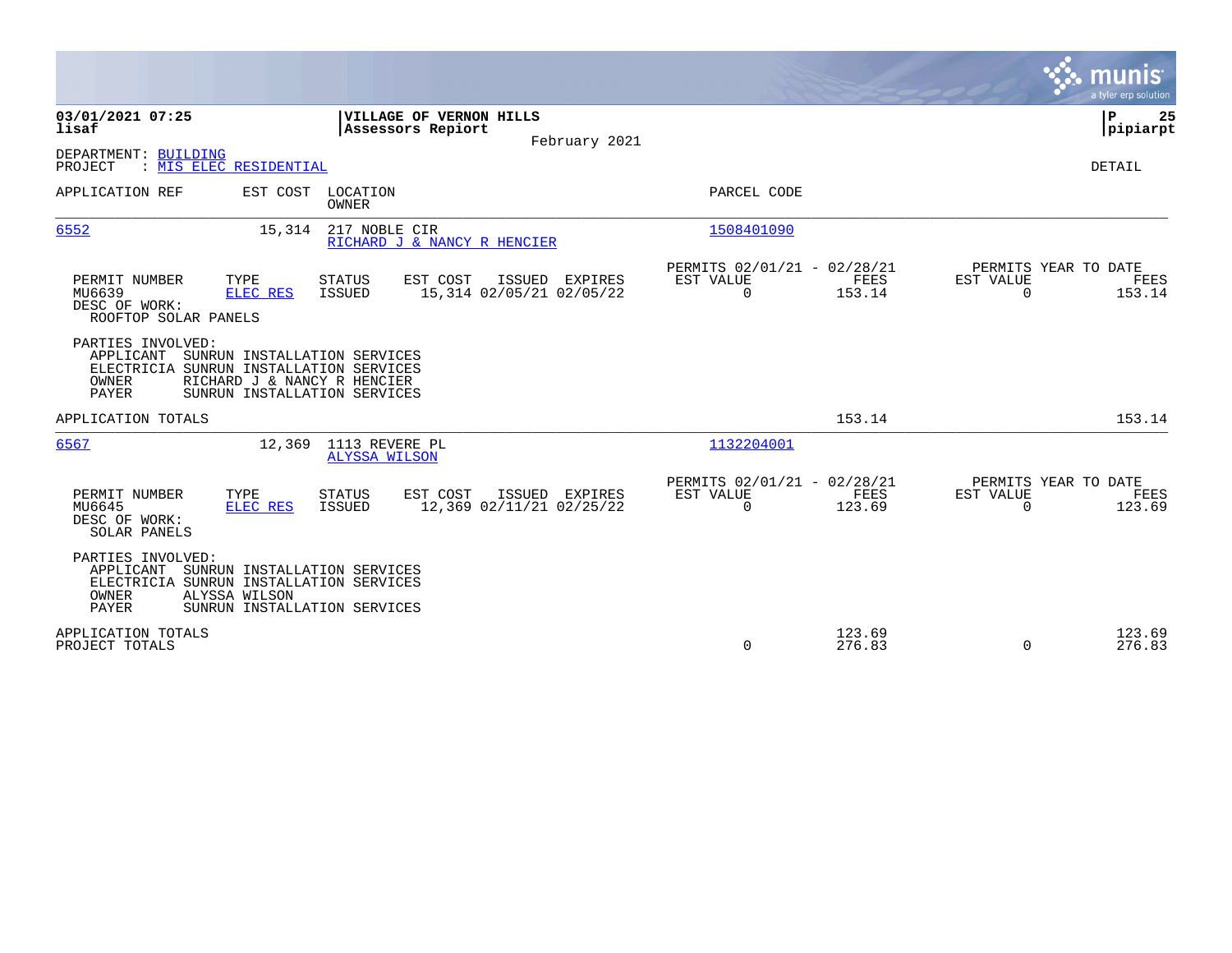**VILLAGE OF VERNON HILLS**
**Assessors Repiort**

February 2021

03/01/2021 07:25
lisaf

P 25
pipiarpt

DEPARTMENT: BUILDING
PROJECT : MIS ELEC RESIDENTIAL

DETAIL

| APPLICATION REF | EST COST | LOCATION / OWNER | PARCEL CODE |
|---|---|---|---|
| 6552 | 15,314 | 217 NOBLE CIR / RICHARD J & NANCY R HENCIER | 1508401090 |

| PERMIT NUMBER | TYPE | STATUS | EST COST | ISSUED | EXPIRES | PERMITS 02/01/21 - 02/28/21 EST VALUE | FEES | PERMITS YEAR TO DATE EST VALUE | FEES |
|---|---|---|---|---|---|---|---|---|---|
| MU6639 | ELEC RES | ISSUED | 15,314 | 02/05/21 | 02/05/22 | 0 | 153.14 | 0 | 153.14 |

DESC OF WORK:
ROOFTOP SOLAR PANELS

PARTIES INVOLVED:
- APPLICANT SUNRUN INSTALLATION SERVICES
- ELECTRICIA SUNRUN INSTALLATION SERVICES
- OWNER RICHARD J & NANCY R HENCIER
- PAYER SUNRUN INSTALLATION SERVICES

APPLICATION TOTALS — 153.14 — 153.14

| APPLICATION REF | EST COST | LOCATION / OWNER | PARCEL CODE |
|---|---|---|---|
| 6567 | 12,369 | 1113 REVERE PL / ALYSSA WILSON | 1132204001 |

| PERMIT NUMBER | TYPE | STATUS | EST COST | ISSUED | EXPIRES | PERMITS 02/01/21 - 02/28/21 EST VALUE | FEES | PERMITS YEAR TO DATE EST VALUE | FEES |
|---|---|---|---|---|---|---|---|---|---|
| MU6645 | ELEC RES | ISSUED | 12,369 | 02/11/21 | 02/25/22 | 0 | 123.69 | 0 | 123.69 |

DESC OF WORK:
SOLAR PANELS

PARTIES INVOLVED:
- APPLICANT SUNRUN INSTALLATION SERVICES
- ELECTRICIA SUNRUN INSTALLATION SERVICES
- OWNER ALYSSA WILSON
- PAYER SUNRUN INSTALLATION SERVICES

| | EST VALUE | FEES | YTD EST VALUE | YTD FEES |
|---|---|---|---|---|
| APPLICATION TOTALS | | 123.69 | | 123.69 |
| PROJECT TOTALS | 0 | 276.83 | 0 | 276.83 |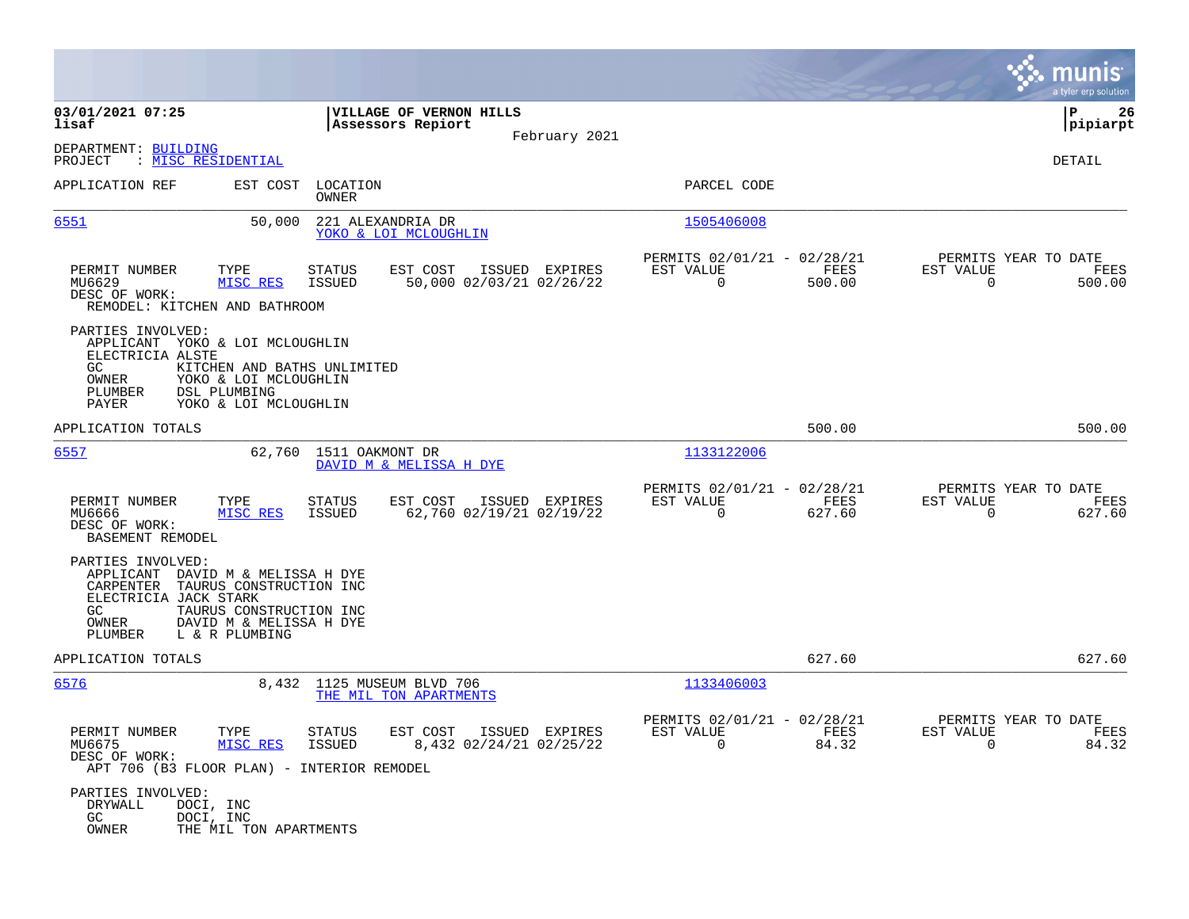**03/01/2021 07:25**
**lisaf**

**VILLAGE OF VERNON HILLS**
**Assessors Repiort**

February 2021

**P 26**
**pipiarpt**

DEPARTMENT: BUILDING
PROJECT : MISC RESIDENTIAL

DETAIL

| APPLICATION REF | EST COST | LOCATION / OWNER | PARCEL CODE |
|---|---|---|---|
| 6551 | 50,000 | 221 ALEXANDRIA DR / YOKO & LOI MCLOUGHLIN | 1505406008 |

| PERMIT NUMBER | TYPE | STATUS | EST COST | ISSUED | EXPIRES | PERMITS 02/01/21 - 02/28/21 EST VALUE | FEES | PERMITS YEAR TO DATE EST VALUE | FEES |
|---|---|---|---|---|---|---|---|---|---|
| MU6629 | MISC RES | ISSUED | 50,000 | 02/03/21 | 02/26/22 | 0 | 500.00 | 0 | 500.00 |

DESC OF WORK:
REMODEL: KITCHEN AND BATHROOM

PARTIES INVOLVED:
- APPLICANT YOKO & LOI MCLOUGHLIN
- ELECTRICIA ALSTE
- GC KITCHEN AND BATHS UNLIMITED
- OWNER YOKO & LOI MCLOUGHLIN
- PLUMBER DSL PLUMBING
- PAYER YOKO & LOI MCLOUGHLIN

APPLICATION TOTALS 500.00 500.00

| APPLICATION REF | EST COST | LOCATION / OWNER | PARCEL CODE |
|---|---|---|---|
| 6557 | 62,760 | 1511 OAKMONT DR / DAVID M & MELISSA H DYE | 1133122006 |

| PERMIT NUMBER | TYPE | STATUS | EST COST | ISSUED | EXPIRES | PERMITS 02/01/21 - 02/28/21 EST VALUE | FEES | PERMITS YEAR TO DATE EST VALUE | FEES |
|---|---|---|---|---|---|---|---|---|---|
| MU6666 | MISC RES | ISSUED | 62,760 | 02/19/21 | 02/19/22 | 0 | 627.60 | 0 | 627.60 |

DESC OF WORK:
BASEMENT REMODEL

PARTIES INVOLVED:
- APPLICANT DAVID M & MELISSA H DYE
- CARPENTER TAURUS CONSTRUCTION INC
- ELECTRICIA JACK STARK
- GC TAURUS CONSTRUCTION INC
- OWNER DAVID M & MELISSA H DYE
- PLUMBER L & R PLUMBING

APPLICATION TOTALS 627.60 627.60

| APPLICATION REF | EST COST | LOCATION / OWNER | PARCEL CODE |
|---|---|---|---|
| 6576 | 8,432 | 1125 MUSEUM BLVD 706 / THE MIL TON APARTMENTS | 1133406003 |

| PERMIT NUMBER | TYPE | STATUS | EST COST | ISSUED | EXPIRES | PERMITS 02/01/21 - 02/28/21 EST VALUE | FEES | PERMITS YEAR TO DATE EST VALUE | FEES |
|---|---|---|---|---|---|---|---|---|---|
| MU6675 | MISC RES | ISSUED | 8,432 | 02/24/21 | 02/25/22 | 0 | 84.32 | 0 | 84.32 |

DESC OF WORK:
APT 706 (B3 FLOOR PLAN) - INTERIOR REMODEL

PARTIES INVOLVED:
- DRYWALL DOCI, INC
- GC DOCI, INC
- OWNER THE MIL TON APARTMENTS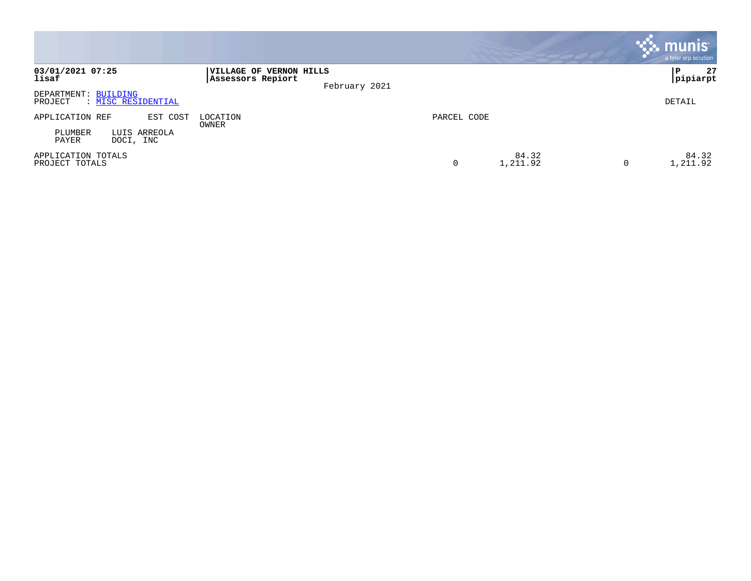**03/01/2021 07:25**
**lisaf**

**VILLAGE OF VERNON HILLS**
**Assessors Repiort**

February 2021

**P 27**
**pipiarpt**

DEPARTMENT: BUILDING
PROJECT : MISC RESIDENTIAL

DETAIL

| APPLICATION REF | EST COST | LOCATION / OWNER | PARCEL CODE | | | |
|---|---|---|---|---|---|---|
| PLUMBER | LUIS ARREOLA | | | | | |
| PAYER | DOCI, INC | | | | | |
| APPLICATION TOTALS | | | | 84.32 | | 84.32 |
| PROJECT TOTALS | | | 0 | 1,211.92 | 0 | 1,211.92 |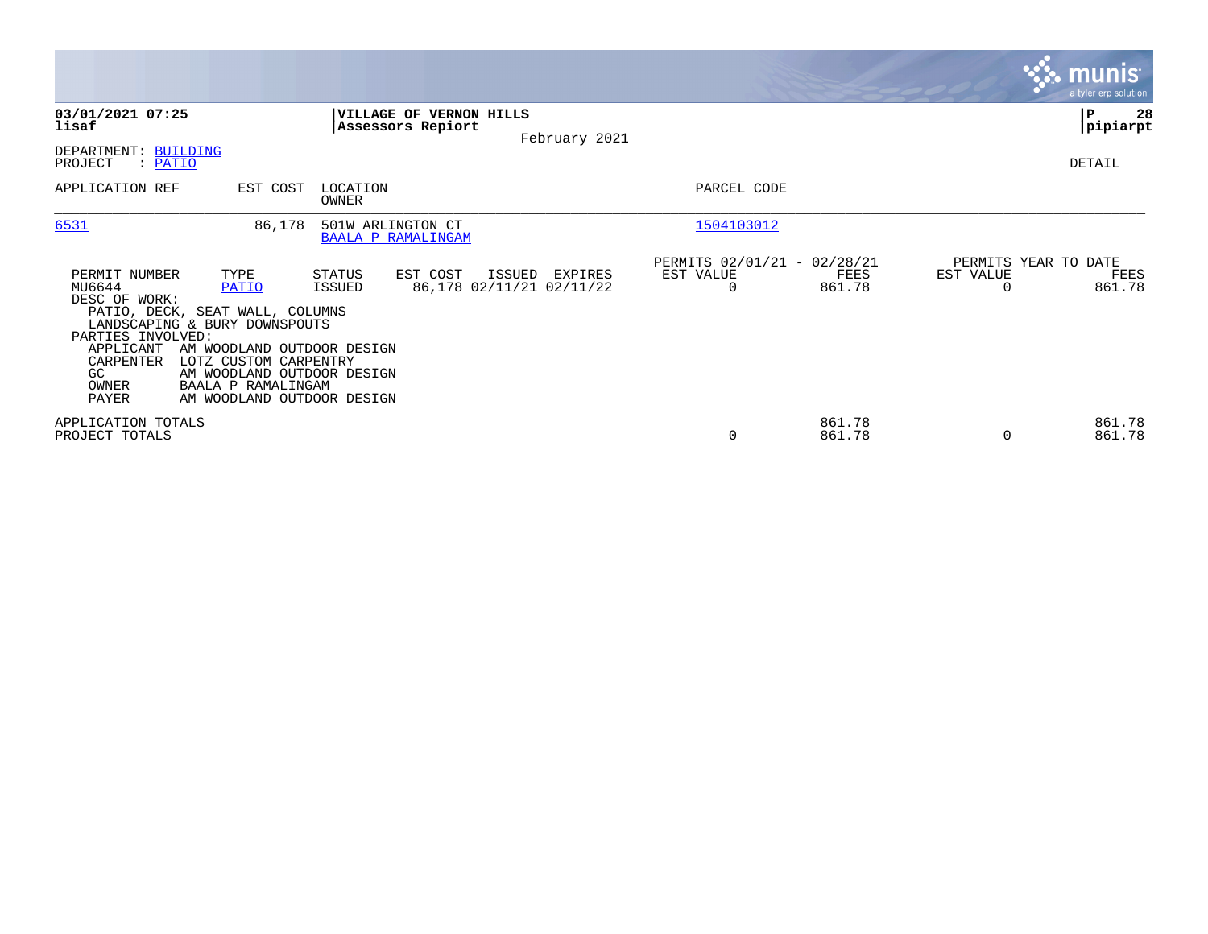**03/01/2021 07:25**
**lisaf**

**VILLAGE OF VERNON HILLS**
**Assessors Repiort**

February 2021

**P 28**
**pipiarpt**

DEPARTMENT: BUILDING
PROJECT : PATIO

DETAIL

| APPLICATION REF | EST COST | LOCATION / OWNER | PARCEL CODE |
|---|---|---|---|
| 6531 | 86,178 | 501W ARLINGTON CT / BAALA P RAMALINGAM | 1504103012 |

| PERMIT NUMBER | TYPE | STATUS | EST COST | ISSUED | EXPIRES | PERMITS 02/01/21 - 02/28/21 EST VALUE | FEES | PERMITS YEAR TO DATE EST VALUE | FEES |
|---|---|---|---|---|---|---|---|---|---|
| MU6644 | PATIO | ISSUED | 86,178 | 02/11/21 | 02/11/22 | 0 | 861.78 | 0 | 861.78 |

DESC OF WORK:
PATIO, DECK, SEAT WALL, COLUMNS
LANDSCAPING & BURY DOWNSPOUTS

PARTIES INVOLVED:

| Role | Name |
|---|---|
| APPLICANT | AM WOODLAND OUTDOOR DESIGN |
| CARPENTER | LOTZ CUSTOM CARPENTRY |
| GC | AM WOODLAND OUTDOOR DESIGN |
| OWNER | BAALA P RAMALINGAM |
| PAYER | AM WOODLAND OUTDOOR DESIGN |

| | EST VALUE | FEES | YTD EST VALUE | YTD FEES |
|---|---|---|---|---|
| APPLICATION TOTALS | | 861.78 | | 861.78 |
| PROJECT TOTALS | 0 | 861.78 | 0 | 861.78 |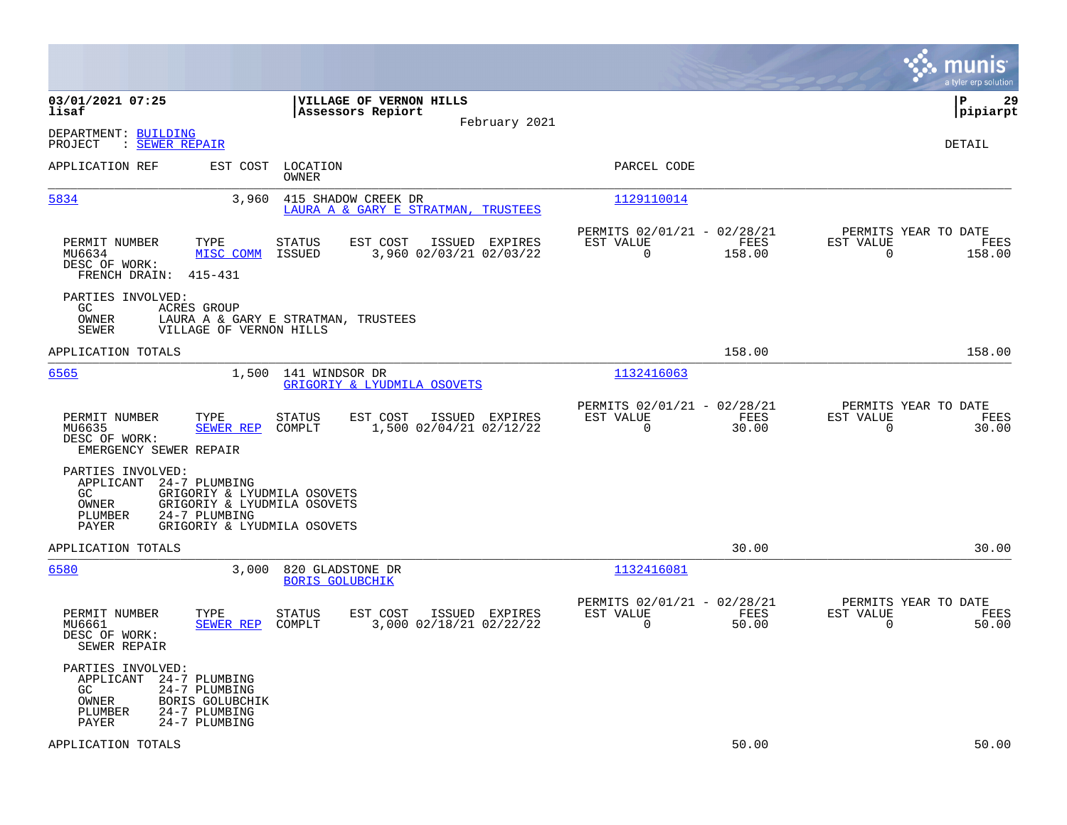**03/01/2021 07:25**
**lisaf**

**VILLAGE OF VERNON HILLS**
**Assessors Repiort**
February 2021

**P 29**
**pipiarpt**

DEPARTMENT: BUILDING
PROJECT : SEWER REPAIR

DETAIL

| APPLICATION REF | EST COST | LOCATION / OWNER | PARCEL CODE |
|---|---|---|---|
| 5834 | 3,960 | 415 SHADOW CREEK DR / LAURA A & GARY E STRATMAN, TRUSTEES | 1129110014 |

| PERMIT NUMBER | TYPE | STATUS | EST COST | ISSUED | EXPIRES | PERMITS 02/01/21 - 02/28/21 EST VALUE | FEES | PERMITS YEAR TO DATE EST VALUE | FEES |
|---|---|---|---|---|---|---|---|---|---|
| MU6634 | MISC COMM | ISSUED | 3,960 | 02/03/21 | 02/03/22 | 0 | 158.00 | 0 | 158.00 |

DESC OF WORK:
FRENCH DRAIN: 415-431

PARTIES INVOLVED:
GC ACRES GROUP
OWNER LAURA A & GARY E STRATMAN, TRUSTEES
SEWER VILLAGE OF VERNON HILLS

APPLICATION TOTALS 158.00 158.00

| APPLICATION REF | EST COST | LOCATION / OWNER | PARCEL CODE |
|---|---|---|---|
| 6565 | 1,500 | 141 WINDSOR DR / GRIGORIY & LYUDMILA OSOVETS | 1132416063 |

| PERMIT NUMBER | TYPE | STATUS | EST COST | ISSUED | EXPIRES | PERMITS 02/01/21 - 02/28/21 EST VALUE | FEES | PERMITS YEAR TO DATE EST VALUE | FEES |
|---|---|---|---|---|---|---|---|---|---|
| MU6635 | SEWER REP | COMPLT | 1,500 | 02/04/21 | 02/12/22 | 0 | 30.00 | 0 | 30.00 |

DESC OF WORK:
EMERGENCY SEWER REPAIR

PARTIES INVOLVED:
APPLICANT 24-7 PLUMBING
GC GRIGORIY & LYUDMILA OSOVETS
OWNER GRIGORIY & LYUDMILA OSOVETS
PLUMBER 24-7 PLUMBING
PAYER GRIGORIY & LYUDMILA OSOVETS

APPLICATION TOTALS 30.00 30.00

| APPLICATION REF | EST COST | LOCATION / OWNER | PARCEL CODE |
|---|---|---|---|
| 6580 | 3,000 | 820 GLADSTONE DR / BORIS GOLUBCHIK | 1132416081 |

| PERMIT NUMBER | TYPE | STATUS | EST COST | ISSUED | EXPIRES | PERMITS 02/01/21 - 02/28/21 EST VALUE | FEES | PERMITS YEAR TO DATE EST VALUE | FEES |
|---|---|---|---|---|---|---|---|---|---|
| MU6661 | SEWER REP | COMPLT | 3,000 | 02/18/21 | 02/22/22 | 0 | 50.00 | 0 | 50.00 |

DESC OF WORK:
SEWER REPAIR

PARTIES INVOLVED:
APPLICANT 24-7 PLUMBING
GC 24-7 PLUMBING
OWNER BORIS GOLUBCHIK
PLUMBER 24-7 PLUMBING
PAYER 24-7 PLUMBING

APPLICATION TOTALS 50.00 50.00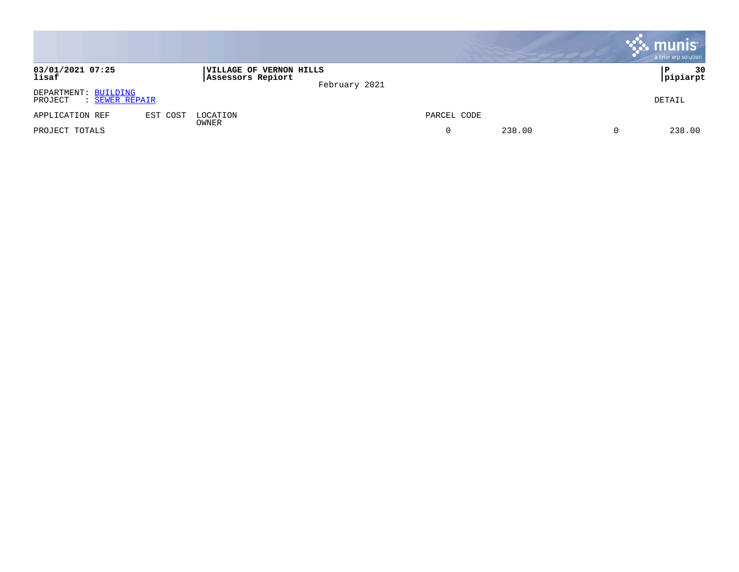**03/01/2021 07:25**
**lisaf**

**VILLAGE OF VERNON HILLS**
**Assessors Repiort**

February 2021

DEPARTMENT: BUILDING
PROJECT : SEWER REPAIR

DETAIL

| APPLICATION REF | EST COST | LOCATION OWNER | PARCEL CODE | | | |
|---|---|---|---|---|---|---|
| PROJECT TOTALS | | | 0 | 238.00 | 0 | 238.00 |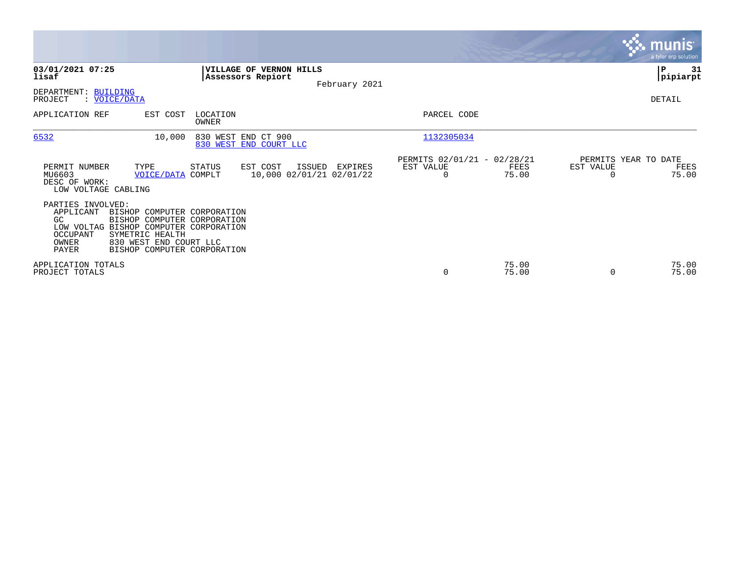**03/01/2021 07:25**
**lisaf**

**VILLAGE OF VERNON HILLS**
**Assessors Repiort**
February 2021

**P 31**
**pipiarpt**

DEPARTMENT: BUILDING
PROJECT : VOICE/DATA

DETAIL

| APPLICATION REF | EST COST | LOCATION / OWNER | PARCEL CODE |
|---|---|---|---|
| 6532 | 10,000 | 830 WEST END CT 900 / 830 WEST END COURT LLC | 1132305034 |

| PERMIT NUMBER | TYPE | STATUS | EST COST | ISSUED | EXPIRES | PERMITS 02/01/21 - 02/28/21 EST VALUE | FEES | PERMITS YEAR TO DATE EST VALUE | FEES |
|---|---|---|---|---|---|---|---|---|---|
| MU6603 | VOICE/DATA | COMPLT | 10,000 | 02/01/21 | 02/01/22 | 0 | 75.00 | 0 | 75.00 |

DESC OF WORK:
LOW VOLTAGE CABLING

PARTIES INVOLVED:

| Role | Name |
|---|---|
| APPLICANT | BISHOP COMPUTER CORPORATION |
| GC | BISHOP COMPUTER CORPORATION |
| LOW VOLTAG | BISHOP COMPUTER CORPORATION |
| OCCUPANT | SYMETRIC HEALTH |
| OWNER | 830 WEST END COURT LLC |
| PAYER | BISHOP COMPUTER CORPORATION |

| | EST VALUE | FEES | YTD EST VALUE | YTD FEES |
|---|---|---|---|---|
| APPLICATION TOTALS | | 75.00 | | 75.00 |
| PROJECT TOTALS | 0 | 75.00 | 0 | 75.00 |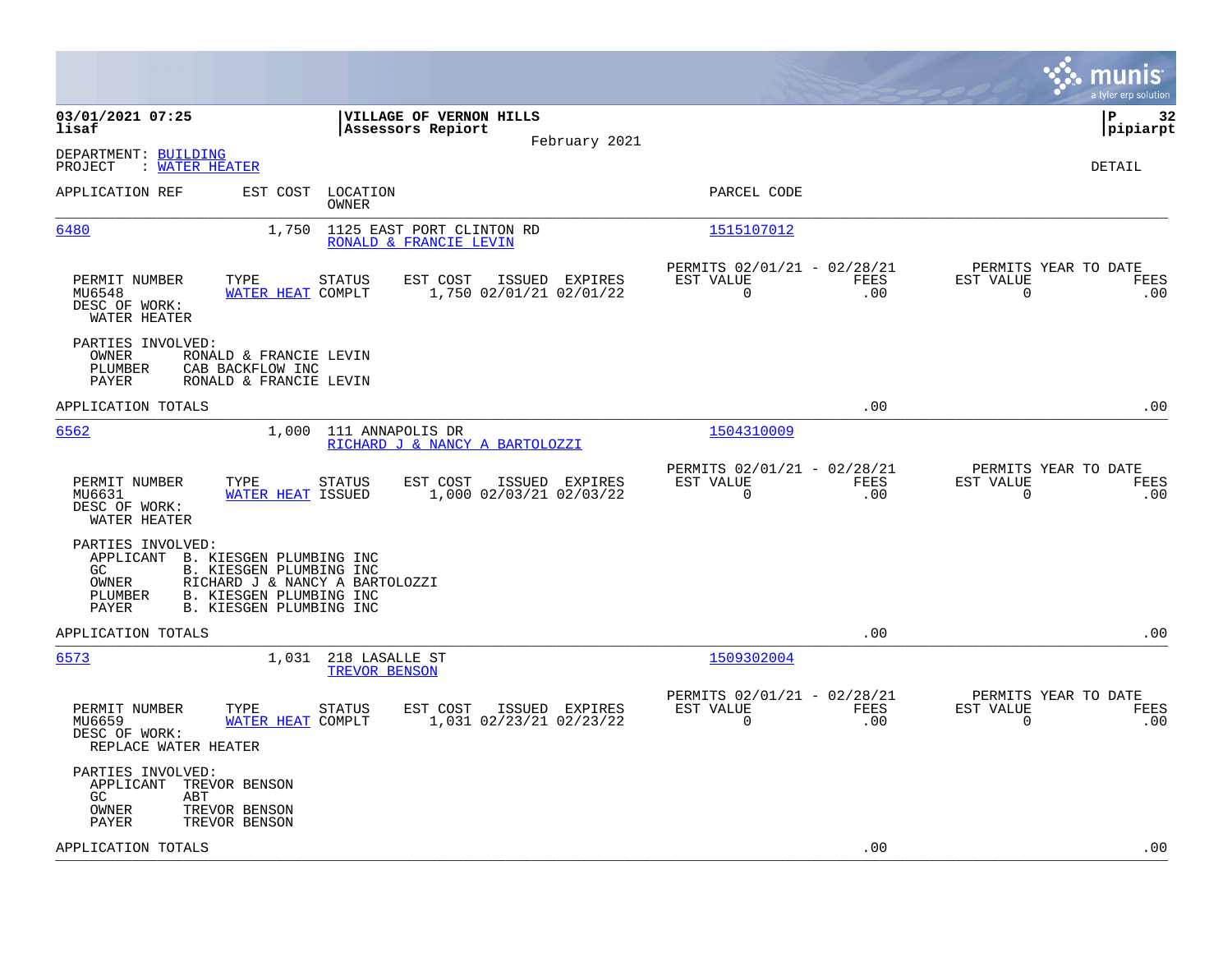**VILLAGE OF VERNON HILLS**
**Assessors Repiort**
February 2021

03/01/2021 07:25
lisaf

pipiarpt

DEPARTMENT: BUILDING
PROJECT : WATER HEATER

DETAIL

| APPLICATION REF | EST COST | LOCATION / OWNER | PARCEL CODE |
|---|---|---|---|
| 6480 | 1,750 | 1125 EAST PORT CLINTON RD / RONALD & FRANCIE LEVIN | 1515107012 |

| PERMIT NUMBER | TYPE | STATUS | EST COST | ISSUED | EXPIRES | PERMITS 02/01/21 - 02/28/21 EST VALUE | FEES | PERMITS YEAR TO DATE EST VALUE | FEES |
|---|---|---|---|---|---|---|---|---|---|
| MU6548 | WATER HEAT | COMPLT | 1,750 | 02/01/21 | 02/01/22 | 0 | .00 | 0 | .00 |

DESC OF WORK:
WATER HEATER

PARTIES INVOLVED:
- OWNER RONALD & FRANCIE LEVIN
- PLUMBER CAB BACKFLOW INC
- PAYER RONALD & FRANCIE LEVIN

APPLICATION TOTALS .00 .00

| APPLICATION REF | EST COST | LOCATION / OWNER | PARCEL CODE |
|---|---|---|---|
| 6562 | 1,000 | 111 ANNAPOLIS DR / RICHARD J & NANCY A BARTOLOZZI | 1504310009 |

| PERMIT NUMBER | TYPE | STATUS | EST COST | ISSUED | EXPIRES | PERMITS 02/01/21 - 02/28/21 EST VALUE | FEES | PERMITS YEAR TO DATE EST VALUE | FEES |
|---|---|---|---|---|---|---|---|---|---|
| MU6631 | WATER HEAT | ISSUED | 1,000 | 02/03/21 | 02/03/22 | 0 | .00 | 0 | .00 |

DESC OF WORK:
WATER HEATER

PARTIES INVOLVED:
- APPLICANT B. KIESGEN PLUMBING INC
- GC B. KIESGEN PLUMBING INC
- OWNER RICHARD J & NANCY A BARTOLOZZI
- PLUMBER B. KIESGEN PLUMBING INC
- PAYER B. KIESGEN PLUMBING INC

APPLICATION TOTALS .00 .00

| APPLICATION REF | EST COST | LOCATION / OWNER | PARCEL CODE |
|---|---|---|---|
| 6573 | 1,031 | 218 LASALLE ST / TREVOR BENSON | 1509302004 |

| PERMIT NUMBER | TYPE | STATUS | EST COST | ISSUED | EXPIRES | PERMITS 02/01/21 - 02/28/21 EST VALUE | FEES | PERMITS YEAR TO DATE EST VALUE | FEES |
|---|---|---|---|---|---|---|---|---|---|
| MU6659 | WATER HEAT | COMPLT | 1,031 | 02/23/21 | 02/23/22 | 0 | .00 | 0 | .00 |

DESC OF WORK:
REPLACE WATER HEATER

PARTIES INVOLVED:
- APPLICANT TREVOR BENSON
- GC ABT
- OWNER TREVOR BENSON
- PAYER TREVOR BENSON

APPLICATION TOTALS .00 .00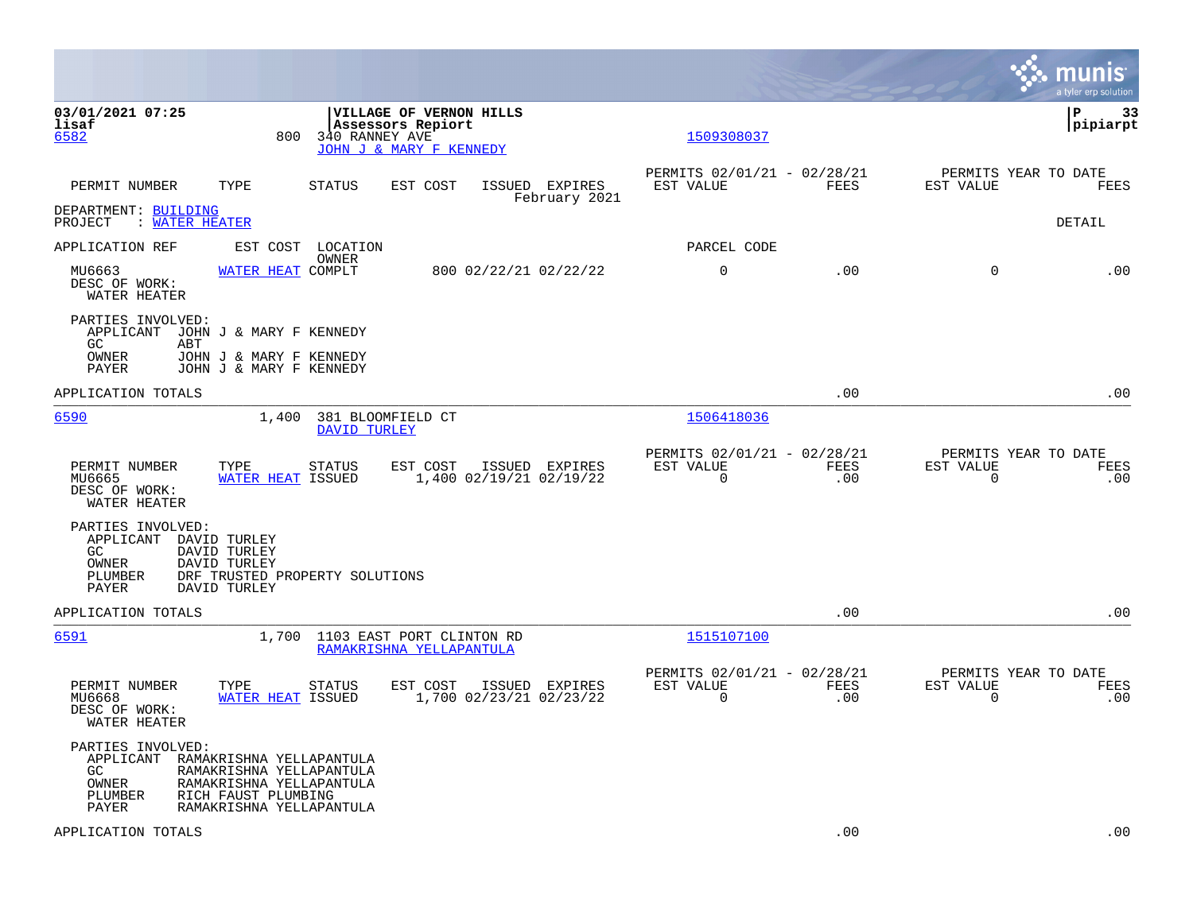**6582** 800 340 RANNEY AVE — JOHN J & MARY F KENNEDY — 1509308037

| PERMIT NUMBER | TYPE | STATUS | EST COST | ISSUED | EXPIRES | PERMITS 02/01/21 - 02/28/21 EST VALUE | FEES | PERMITS YEAR TO DATE EST VALUE | FEES |
|---|---|---|---|---|---|---|---|---|---|

February 2021

DEPARTMENT: BUILDING
PROJECT : WATER HEATER

DETAIL

| APPLICATION REF | TYPE | STATUS (LOCATION / OWNER) | EST COST | ISSUED | EXPIRES | PARCEL CODE / EST VALUE | FEES | EST VALUE | FEES |
|---|---|---|---|---|---|---|---|---|---|
| MU6663 | WATER HEAT | COMPLT | 800 | 02/22/21 | 02/22/22 | 0 | .00 | 0 | .00 |

DESC OF WORK:
WATER HEATER

PARTIES INVOLVED:
- APPLICANT JOHN J & MARY F KENNEDY
- GC ABT
- OWNER JOHN J & MARY F KENNEDY
- PAYER JOHN J & MARY F KENNEDY

APPLICATION TOTALS .00 .00

---

**6590** 1,400 381 BLOOMFIELD CT — DAVID TURLEY — 1506418036

| PERMIT NUMBER | TYPE | STATUS | EST COST | ISSUED | EXPIRES | PERMITS 02/01/21 - 02/28/21 EST VALUE | FEES | PERMITS YEAR TO DATE EST VALUE | FEES |
|---|---|---|---|---|---|---|---|---|---|
| MU6665 | WATER HEAT | ISSUED | 1,400 | 02/19/21 | 02/19/22 | 0 | .00 | 0 | .00 |

DESC OF WORK:
WATER HEATER

PARTIES INVOLVED:
- APPLICANT DAVID TURLEY
- GC DAVID TURLEY
- OWNER DAVID TURLEY
- PLUMBER DRF TRUSTED PROPERTY SOLUTIONS
- PAYER DAVID TURLEY

APPLICATION TOTALS .00 .00

---

**6591** 1,700 1103 EAST PORT CLINTON RD — RAMAKRISHNA YELLAPANTULA — 1515107100

| PERMIT NUMBER | TYPE | STATUS | EST COST | ISSUED | EXPIRES | PERMITS 02/01/21 - 02/28/21 EST VALUE | FEES | PERMITS YEAR TO DATE EST VALUE | FEES |
|---|---|---|---|---|---|---|---|---|---|
| MU6668 | WATER HEAT | ISSUED | 1,700 | 02/23/21 | 02/23/22 | 0 | .00 | 0 | .00 |

DESC OF WORK:
WATER HEATER

PARTIES INVOLVED:
- APPLICANT RAMAKRISHNA YELLAPANTULA
- GC RAMAKRISHNA YELLAPANTULA
- OWNER RAMAKRISHNA YELLAPANTULA
- PLUMBER RICH FAUST PLUMBING
- PAYER RAMAKRISHNA YELLAPANTULA

APPLICATION TOTALS .00 .00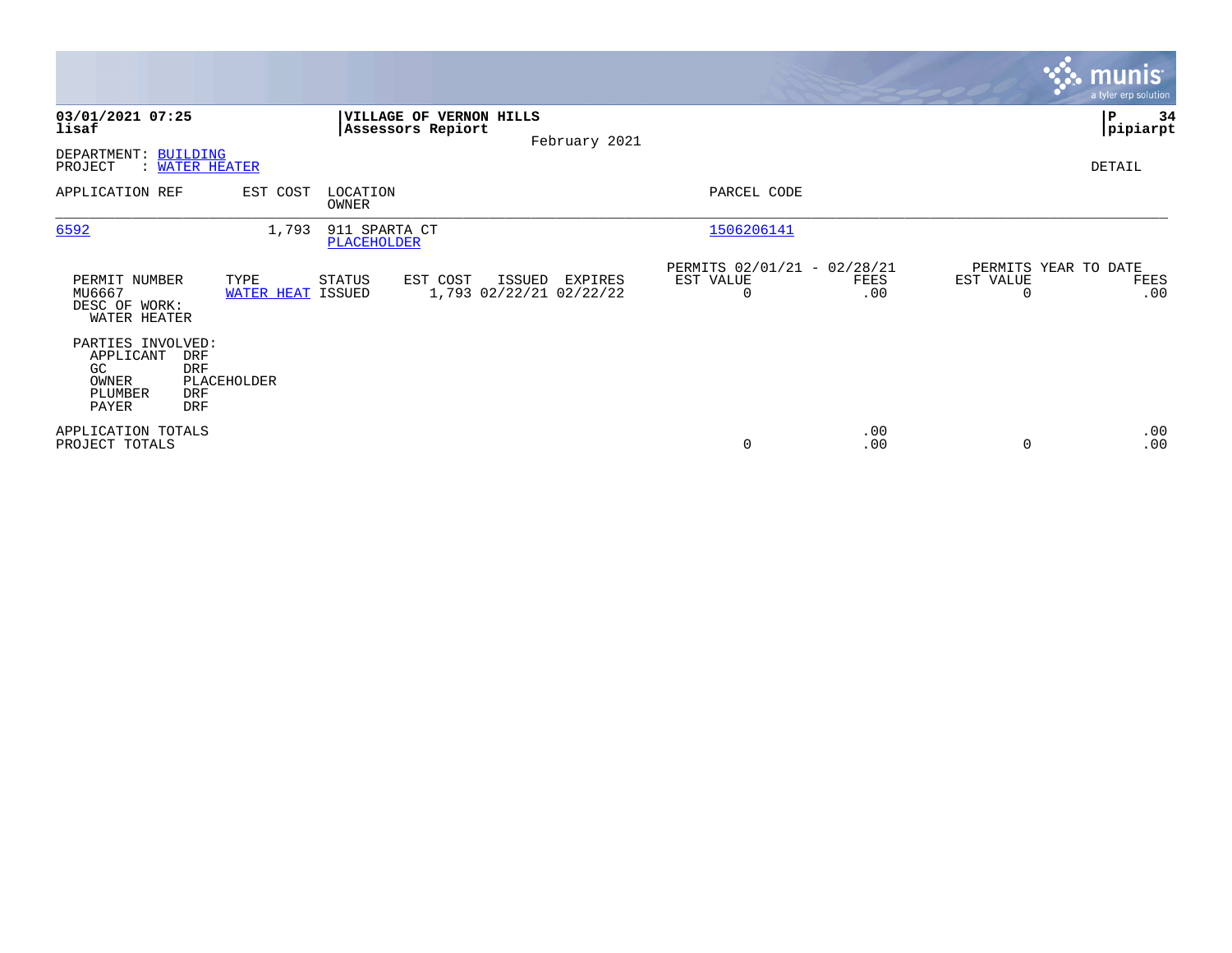**03/01/2021 07:25**
**lisaf**

**VILLAGE OF VERNON HILLS**
**Assessors Repiort**

February 2021

**pipiarpt**

DEPARTMENT: BUILDING
PROJECT : WATER HEATER

DETAIL

| APPLICATION REF | EST COST | LOCATION / OWNER | PARCEL CODE |
|---|---|---|---|
| 6592 | 1,793 | 911 SPARTA CT / PLACEHOLDER | 1506206141 |

| PERMIT NUMBER | TYPE | STATUS | EST COST | ISSUED | EXPIRES | PERMITS 02/01/21 - 02/28/21 EST VALUE | FEES | PERMITS YEAR TO DATE EST VALUE | FEES |
|---|---|---|---|---|---|---|---|---|---|
| MU6667 | WATER HEAT | ISSUED | 1,793 | 02/22/21 | 02/22/22 | 0 | .00 | 0 | .00 |

DESC OF WORK:
WATER HEATER

PARTIES INVOLVED:

| | |
|---|---|
| APPLICANT | DRF |
| GC | DRF |
| OWNER | PLACEHOLDER |
| PLUMBER | DRF |
| PAYER | DRF |

| | EST VALUE | FEES | EST VALUE | FEES |
|---|---|---|---|---|
| APPLICATION TOTALS | | .00 | | .00 |
| PROJECT TOTALS | 0 | .00 | 0 | .00 |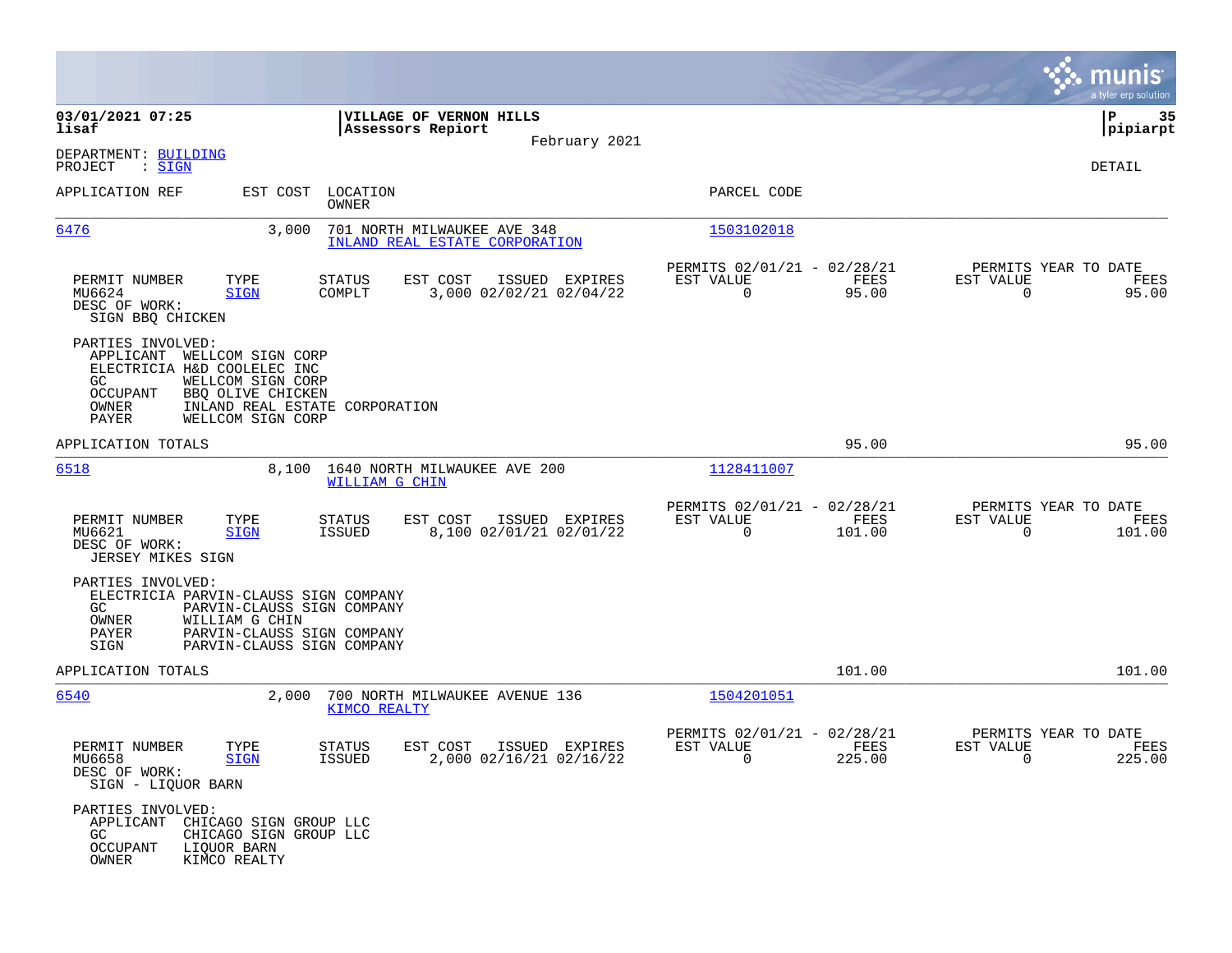03/01/2021 07:25
lisaf

**VILLAGE OF VERNON HILLS**
**Assessors Repiort**

February 2021

P 35
pipiarpt

DEPARTMENT: BUILDING
PROJECT : SIGN

DETAIL

| APPLICATION REF | EST COST | LOCATION / OWNER | PARCEL CODE |
|---|---|---|---|
| 6476 | 3,000 | 701 NORTH MILWAUKEE AVE 348 / INLAND REAL ESTATE CORPORATION | 1503102018 |

| PERMIT NUMBER | TYPE | STATUS | EST COST | ISSUED | EXPIRES | PERMITS 02/01/21 - 02/28/21 EST VALUE | FEES | PERMITS YEAR TO DATE EST VALUE | FEES |
|---|---|---|---|---|---|---|---|---|---|
| MU6624 | SIGN | COMPLT | 3,000 | 02/02/21 | 02/04/22 | 0 | 95.00 | 0 | 95.00 |

DESC OF WORK:
SIGN BBQ CHICKEN

PARTIES INVOLVED:
- APPLICANT WELLCOM SIGN CORP
- ELECTRICIA H&D COOLELEC INC
- GC WELLCOM SIGN CORP
- OCCUPANT BBQ OLIVE CHICKEN
- OWNER INLAND REAL ESTATE CORPORATION
- PAYER WELLCOM SIGN CORP

APPLICATION TOTALS — 95.00 — 95.00

| APPLICATION REF | EST COST | LOCATION / OWNER | PARCEL CODE |
|---|---|---|---|
| 6518 | 8,100 | 1640 NORTH MILWAUKEE AVE 200 / WILLIAM G CHIN | 1128411007 |

| PERMIT NUMBER | TYPE | STATUS | EST COST | ISSUED | EXPIRES | PERMITS 02/01/21 - 02/28/21 EST VALUE | FEES | PERMITS YEAR TO DATE EST VALUE | FEES |
|---|---|---|---|---|---|---|---|---|---|
| MU6621 | SIGN | ISSUED | 8,100 | 02/01/21 | 02/01/22 | 0 | 101.00 | 0 | 101.00 |

DESC OF WORK:
JERSEY MIKES SIGN

PARTIES INVOLVED:
- ELECTRICIA PARVIN-CLAUSS SIGN COMPANY
- GC PARVIN-CLAUSS SIGN COMPANY
- OWNER WILLIAM G CHIN
- PAYER PARVIN-CLAUSS SIGN COMPANY
- SIGN PARVIN-CLAUSS SIGN COMPANY

APPLICATION TOTALS — 101.00 — 101.00

| APPLICATION REF | EST COST | LOCATION / OWNER | PARCEL CODE |
|---|---|---|---|
| 6540 | 2,000 | 700 NORTH MILWAUKEE AVENUE 136 / KIMCO REALTY | 1504201051 |

| PERMIT NUMBER | TYPE | STATUS | EST COST | ISSUED | EXPIRES | PERMITS 02/01/21 - 02/28/21 EST VALUE | FEES | PERMITS YEAR TO DATE EST VALUE | FEES |
|---|---|---|---|---|---|---|---|---|---|
| MU6658 | SIGN | ISSUED | 2,000 | 02/16/21 | 02/16/22 | 0 | 225.00 | 0 | 225.00 |

DESC OF WORK:
SIGN - LIQUOR BARN

PARTIES INVOLVED:
- APPLICANT CHICAGO SIGN GROUP LLC
- GC CHICAGO SIGN GROUP LLC
- OCCUPANT LIQUOR BARN
- OWNER KIMCO REALTY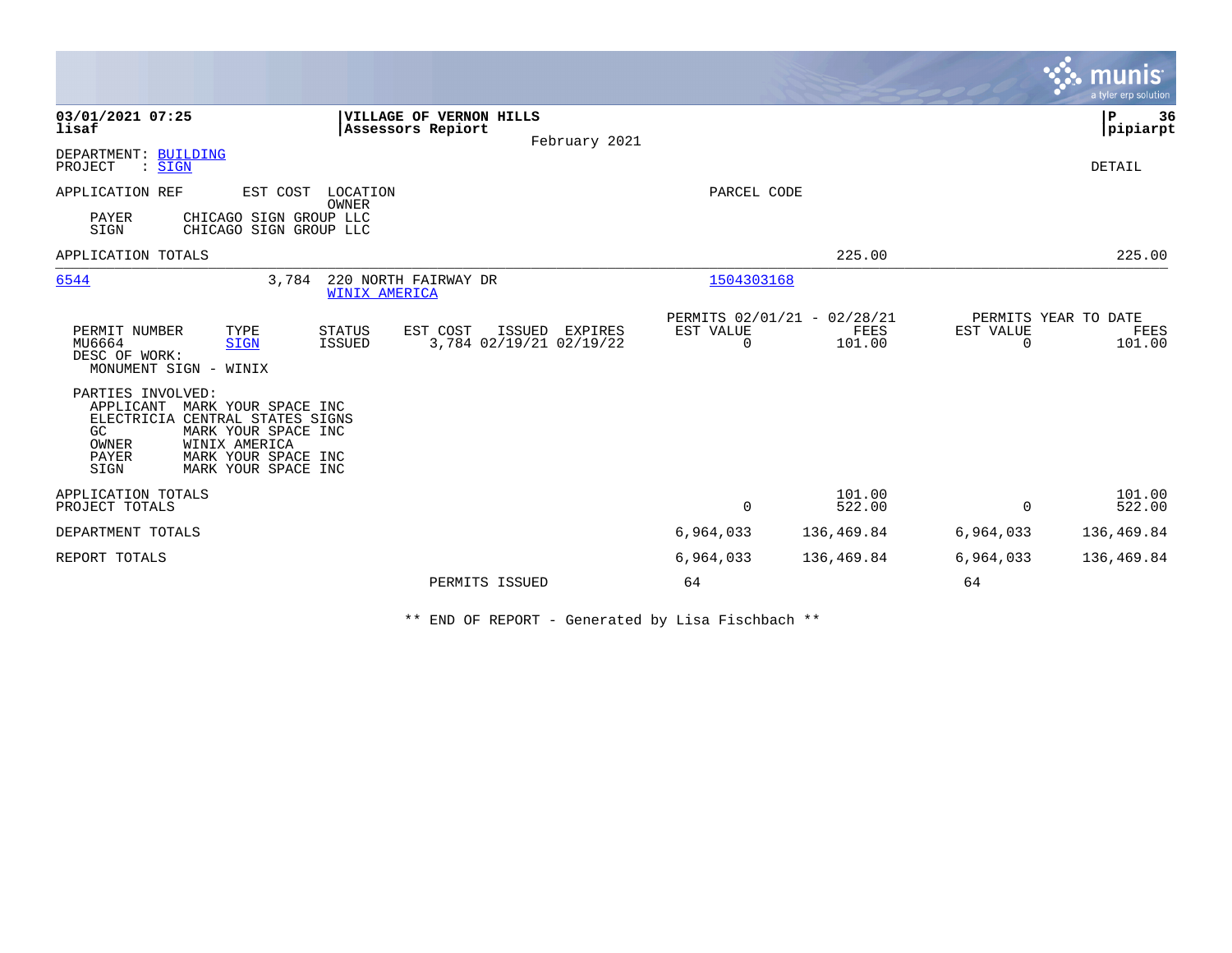**03/01/2021 07:25** | **VILLAGE OF VERNON HILLS** | **P 36**
**lisaf** | **Assessors Repiort** | **pipiarpt**

February 2021

DEPARTMENT: BUILDING
PROJECT : SIGN

DETAIL

| APPLICATION REF | EST COST | LOCATION / OWNER | PARCEL CODE | | | |
|---|---|---|---|---|---|---|
| PAYER | CHICAGO SIGN GROUP LLC | | | | | |
| SIGN | CHICAGO SIGN GROUP LLC | | | | | |
| APPLICATION TOTALS | | | | 225.00 | | 225.00 |
| 6544 | 3,784 | 220 NORTH FAIRWAY DR / WINIX AMERICA | 1504303168 | | | |

| PERMIT NUMBER | TYPE | STATUS | EST COST | ISSUED | EXPIRES | PERMITS 02/01/21 - 02/28/21 EST VALUE | FEES | PERMITS YEAR TO DATE EST VALUE | FEES |
|---|---|---|---|---|---|---|---|---|---|
| MU6664 | SIGN | ISSUED | 3,784 | 02/19/21 | 02/19/22 | 0 | 101.00 | 0 | 101.00 |

DESC OF WORK:
MONUMENT SIGN - WINIX

PARTIES INVOLVED:

| | |
|---|---|
| APPLICANT | MARK YOUR SPACE INC |
| ELECTRICIA | CENTRAL STATES SIGNS |
| GC | MARK YOUR SPACE INC |
| OWNER | WINIX AMERICA |
| PAYER | MARK YOUR SPACE INC |
| SIGN | MARK YOUR SPACE INC |

| | EST VALUE | FEES | EST VALUE | FEES |
|---|---|---|---|---|
| APPLICATION TOTALS | | 101.00 | | 101.00 |
| PROJECT TOTALS | 0 | 522.00 | 0 | 522.00 |
| DEPARTMENT TOTALS | 6,964,033 | 136,469.84 | 6,964,033 | 136,469.84 |
| REPORT TOTALS | 6,964,033 | 136,469.84 | 6,964,033 | 136,469.84 |
| PERMITS ISSUED | 64 | | 64 | |

** END OF REPORT - Generated by Lisa Fischbach **